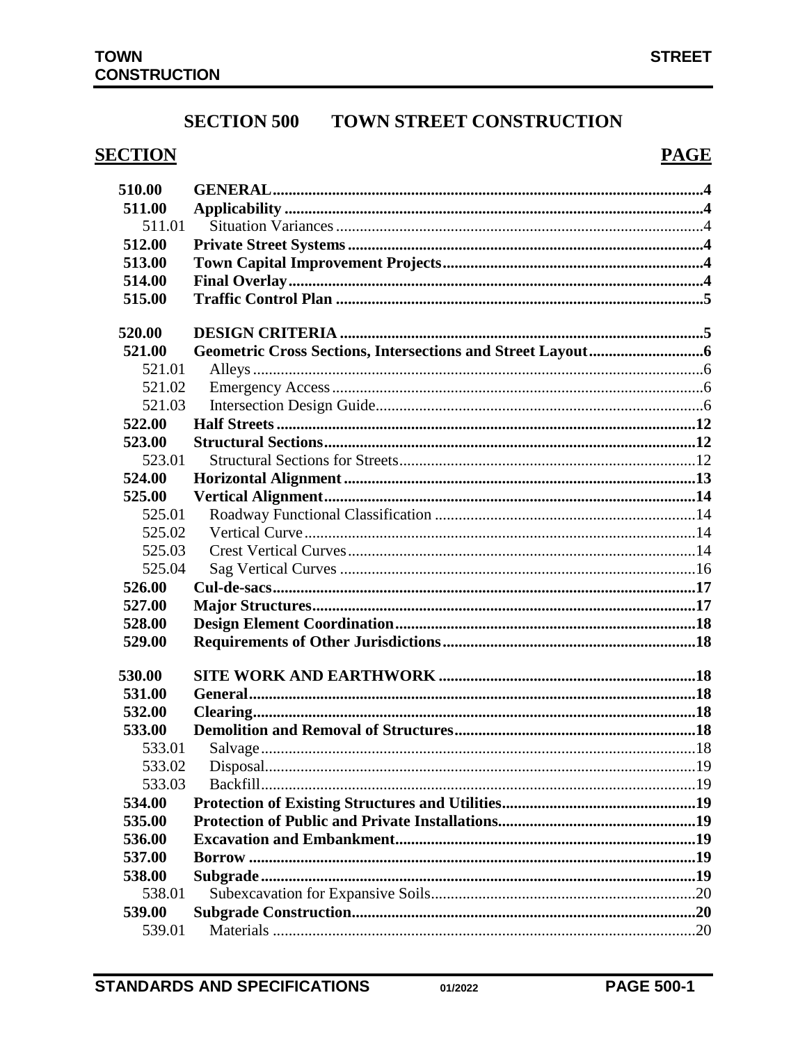# SECTION 500 TOWN STREET CONSTRUCTION

| SECTION | | PAGE |
|---|---|---|
| **510.00** | **GENERAL** | **4** |
| **511.00** | **Applicability** | **4** |
| 511.01 | Situation Variances | 4 |
| **512.00** | **Private Street Systems** | **4** |
| **513.00** | **Town Capital Improvement Projects** | **4** |
| **514.00** | **Final Overlay** | **4** |
| **515.00** | **Traffic Control Plan** | **5** |
| **520.00** | **DESIGN CRITERIA** | **5** |
| **521.00** | **Geometric Cross Sections, Intersections and Street Layout** | **6** |
| 521.01 | Alleys | 6 |
| 521.02 | Emergency Access | 6 |
| 521.03 | Intersection Design Guide | 6 |
| **522.00** | **Half Streets** | **12** |
| **523.00** | **Structural Sections** | **12** |
| 523.01 | Structural Sections for Streets | 12 |
| **524.00** | **Horizontal Alignment** | **13** |
| **525.00** | **Vertical Alignment** | **14** |
| 525.01 | Roadway Functional Classification | 14 |
| 525.02 | Vertical Curve | 14 |
| 525.03 | Crest Vertical Curves | 14 |
| 525.04 | Sag Vertical Curves | 16 |
| **526.00** | **Cul-de-sacs** | **17** |
| **527.00** | **Major Structures** | **17** |
| **528.00** | **Design Element Coordination** | **18** |
| **529.00** | **Requirements of Other Jurisdictions** | **18** |
| **530.00** | **SITE WORK AND EARTHWORK** | **18** |
| **531.00** | **General** | **18** |
| **532.00** | **Clearing** | **18** |
| **533.00** | **Demolition and Removal of Structures** | **18** |
| 533.01 | Salvage | 18 |
| 533.02 | Disposal | 19 |
| 533.03 | Backfill | 19 |
| **534.00** | **Protection of Existing Structures and Utilities** | **19** |
| **535.00** | **Protection of Public and Private Installations** | **19** |
| **536.00** | **Excavation and Embankment** | **19** |
| **537.00** | **Borrow** | **19** |
| **538.00** | **Subgrade** | **19** |
| 538.01 | Subexcavation for Expansive Soils | 20 |
| **539.00** | **Subgrade Construction** | **20** |
| 539.01 | Materials | 20 |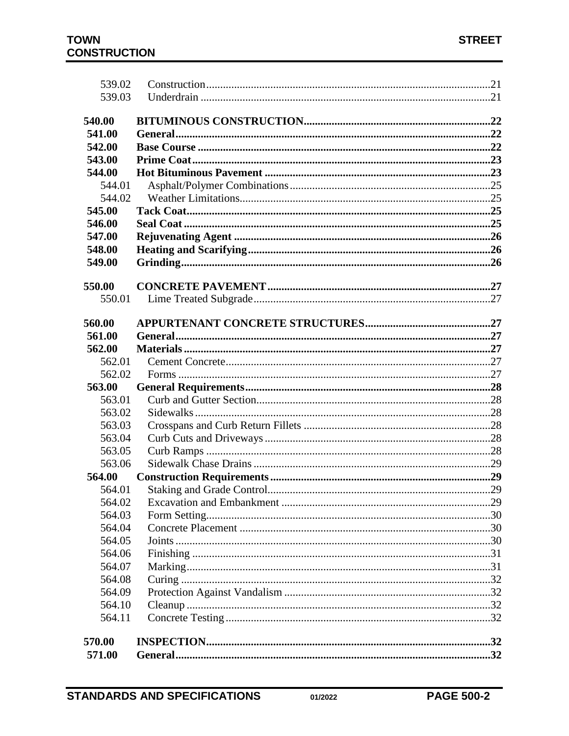| | | |
|---|---|---|
| 539.02 | Construction | 21 |
| 539.03 | Underdrain | 21 |
| **540.00** | **BITUMINOUS CONSTRUCTION** | **22** |
| **541.00** | **General** | **22** |
| **542.00** | **Base Course** | **22** |
| **543.00** | **Prime Coat** | **23** |
| **544.00** | **Hot Bituminous Pavement** | **23** |
| 544.01 | Asphalt/Polymer Combinations | 25 |
| 544.02 | Weather Limitations | 25 |
| **545.00** | **Tack Coat** | **25** |
| **546.00** | **Seal Coat** | **25** |
| **547.00** | **Rejuvenating Agent** | **26** |
| **548.00** | **Heating and Scarifying** | **26** |
| **549.00** | **Grinding** | **26** |
| **550.00** | **CONCRETE PAVEMENT** | **27** |
| 550.01 | Lime Treated Subgrade | 27 |
| **560.00** | **APPURTENANT CONCRETE STRUCTURES** | **27** |
| **561.00** | **General** | **27** |
| **562.00** | **Materials** | **27** |
| 562.01 | Cement Concrete | 27 |
| 562.02 | Forms | 27 |
| **563.00** | **General Requirements** | **28** |
| 563.01 | Curb and Gutter Section | 28 |
| 563.02 | Sidewalks | 28 |
| 563.03 | Crosspans and Curb Return Fillets | 28 |
| 563.04 | Curb Cuts and Driveways | 28 |
| 563.05 | Curb Ramps | 28 |
| 563.06 | Sidewalk Chase Drains | 29 |
| **564.00** | **Construction Requirements** | **29** |
| 564.01 | Staking and Grade Control | 29 |
| 564.02 | Excavation and Embankment | 29 |
| 564.03 | Form Setting | 30 |
| 564.04 | Concrete Placement | 30 |
| 564.05 | Joints | 30 |
| 564.06 | Finishing | 31 |
| 564.07 | Marking | 31 |
| 564.08 | Curing | 32 |
| 564.09 | Protection Against Vandalism | 32 |
| 564.10 | Cleanup | 32 |
| 564.11 | Concrete Testing | 32 |
| **570.00** | **INSPECTION** | **32** |
| **571.00** | **General** | **32** |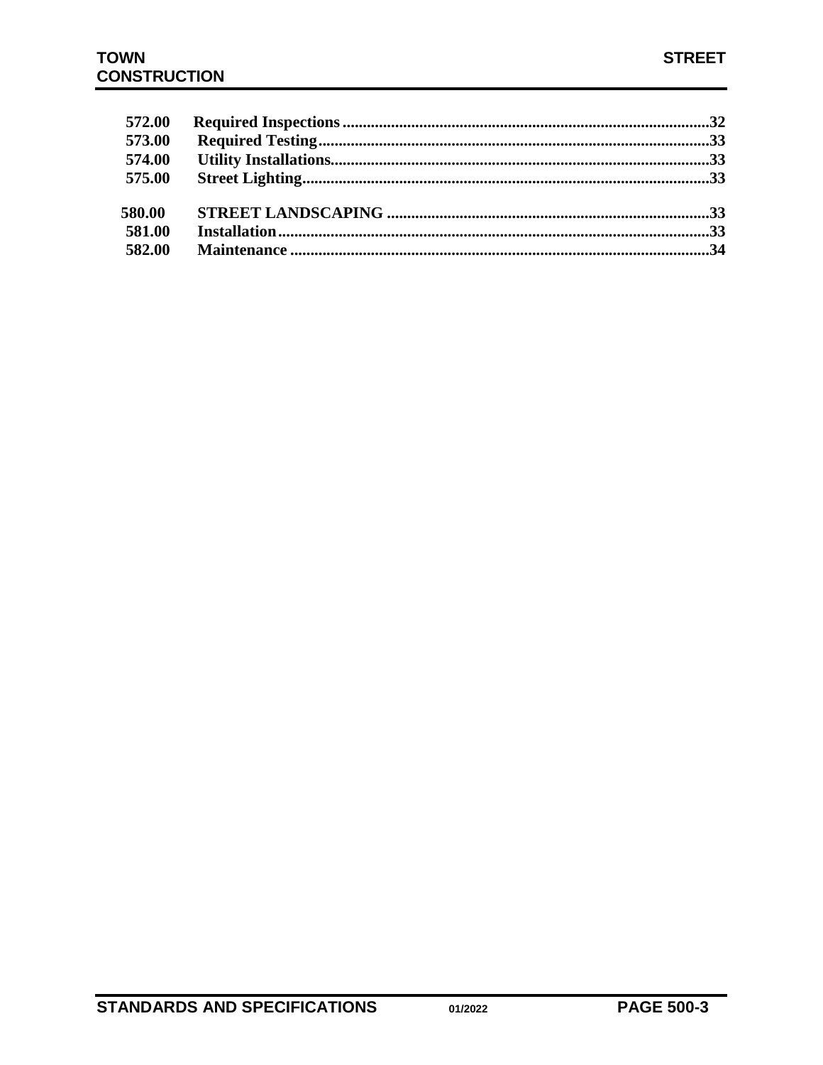| | | |
|---|---|---|
| **572.00** | **Required Inspections** | **32** |
| **573.00** | **Required Testing** | **33** |
| **574.00** | **Utility Installations.** | **33** |
| **575.00** | **Street Lighting** | **33** |
| **580.00** | **STREET LANDSCAPING** | **33** |
| **581.00** | **Installation** | **33** |
| **582.00** | **Maintenance** | **34** |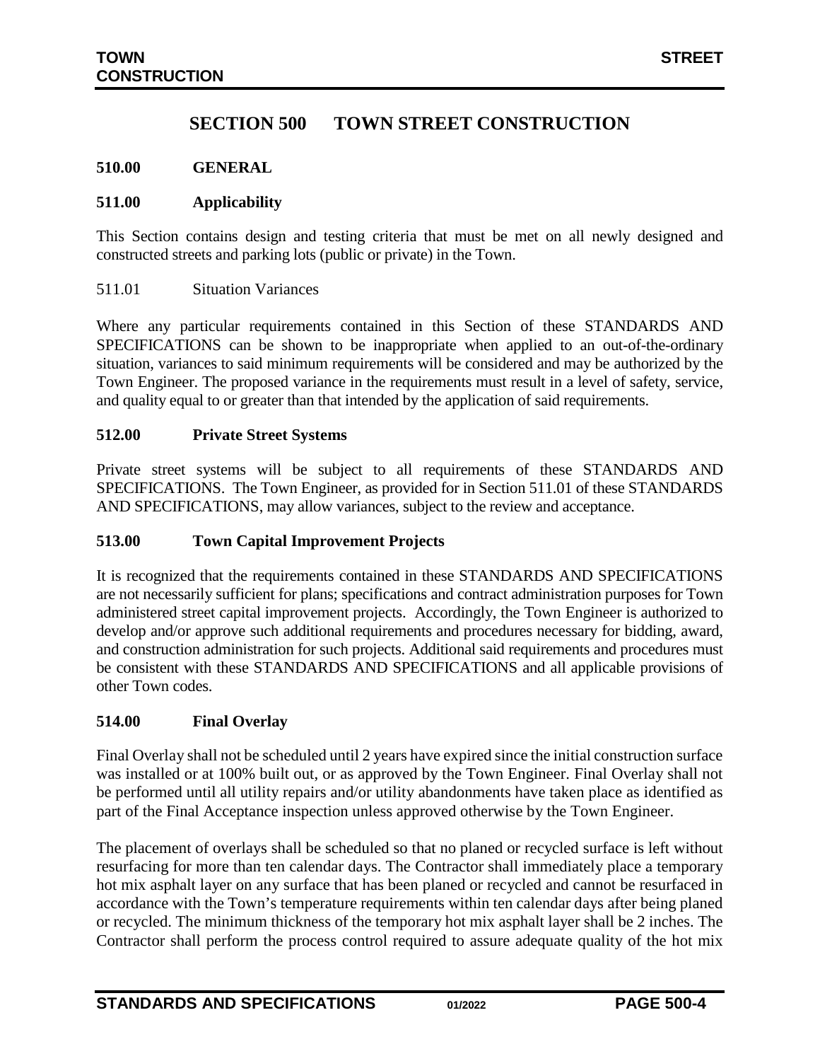# SECTION 500 TOWN STREET CONSTRUCTION

## 510.00 GENERAL

### 511.00 Applicability

This Section contains design and testing criteria that must be met on all newly designed and constructed streets and parking lots (public or private) in the Town.

511.01 Situation Variances

Where any particular requirements contained in this Section of these STANDARDS AND SPECIFICATIONS can be shown to be inappropriate when applied to an out-of-the-ordinary situation, variances to said minimum requirements will be considered and may be authorized by the Town Engineer. The proposed variance in the requirements must result in a level of safety, service, and quality equal to or greater than that intended by the application of said requirements.

### 512.00 Private Street Systems

Private street systems will be subject to all requirements of these STANDARDS AND SPECIFICATIONS. The Town Engineer, as provided for in Section 511.01 of these STANDARDS AND SPECIFICATIONS, may allow variances, subject to the review and acceptance.

### 513.00 Town Capital Improvement Projects

It is recognized that the requirements contained in these STANDARDS AND SPECIFICATIONS are not necessarily sufficient for plans; specifications and contract administration purposes for Town administered street capital improvement projects. Accordingly, the Town Engineer is authorized to develop and/or approve such additional requirements and procedures necessary for bidding, award, and construction administration for such projects. Additional said requirements and procedures must be consistent with these STANDARDS AND SPECIFICATIONS and all applicable provisions of other Town codes.

### 514.00 Final Overlay

Final Overlay shall not be scheduled until 2 years have expired since the initial construction surface was installed or at 100% built out, or as approved by the Town Engineer. Final Overlay shall not be performed until all utility repairs and/or utility abandonments have taken place as identified as part of the Final Acceptance inspection unless approved otherwise by the Town Engineer.

The placement of overlays shall be scheduled so that no planed or recycled surface is left without resurfacing for more than ten calendar days. The Contractor shall immediately place a temporary hot mix asphalt layer on any surface that has been planed or recycled and cannot be resurfaced in accordance with the Town's temperature requirements within ten calendar days after being planed or recycled. The minimum thickness of the temporary hot mix asphalt layer shall be 2 inches. The Contractor shall perform the process control required to assure adequate quality of the hot mix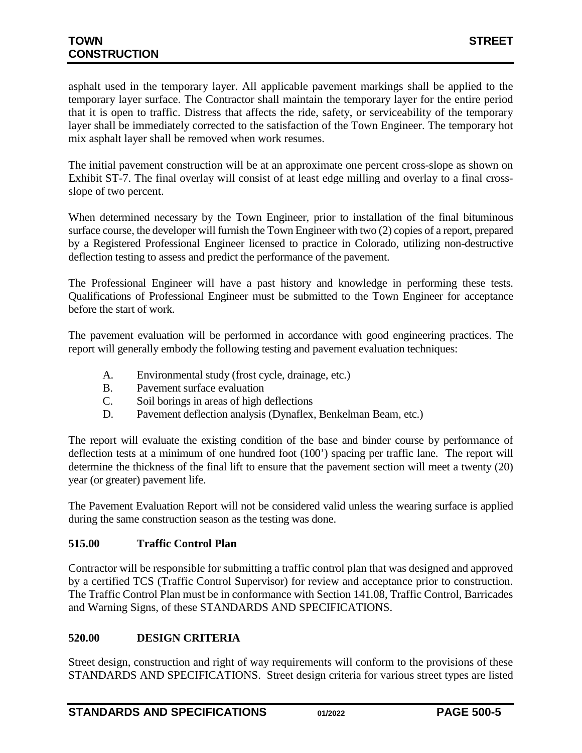asphalt used in the temporary layer. All applicable pavement markings shall be applied to the temporary layer surface. The Contractor shall maintain the temporary layer for the entire period that it is open to traffic. Distress that affects the ride, safety, or serviceability of the temporary layer shall be immediately corrected to the satisfaction of the Town Engineer. The temporary hot mix asphalt layer shall be removed when work resumes.

The initial pavement construction will be at an approximate one percent cross-slope as shown on Exhibit ST-7. The final overlay will consist of at least edge milling and overlay to a final cross-slope of two percent.

When determined necessary by the Town Engineer, prior to installation of the final bituminous surface course, the developer will furnish the Town Engineer with two (2) copies of a report, prepared by a Registered Professional Engineer licensed to practice in Colorado, utilizing non-destructive deflection testing to assess and predict the performance of the pavement.

The Professional Engineer will have a past history and knowledge in performing these tests. Qualifications of Professional Engineer must be submitted to the Town Engineer for acceptance before the start of work.

The pavement evaluation will be performed in accordance with good engineering practices. The report will generally embody the following testing and pavement evaluation techniques:

A. Environmental study (frost cycle, drainage, etc.)
B. Pavement surface evaluation
C. Soil borings in areas of high deflections
D. Pavement deflection analysis (Dynaflex, Benkelman Beam, etc.)

The report will evaluate the existing condition of the base and binder course by performance of deflection tests at a minimum of one hundred foot (100') spacing per traffic lane. The report will determine the thickness of the final lift to ensure that the pavement section will meet a twenty (20) year (or greater) pavement life.

The Pavement Evaluation Report will not be considered valid unless the wearing surface is applied during the same construction season as the testing was done.

## 515.00 Traffic Control Plan

Contractor will be responsible for submitting a traffic control plan that was designed and approved by a certified TCS (Traffic Control Supervisor) for review and acceptance prior to construction. The Traffic Control Plan must be in conformance with Section 141.08, Traffic Control, Barricades and Warning Signs, of these STANDARDS AND SPECIFICATIONS.

## 520.00 DESIGN CRITERIA

Street design, construction and right of way requirements will conform to the provisions of these STANDARDS AND SPECIFICATIONS. Street design criteria for various street types are listed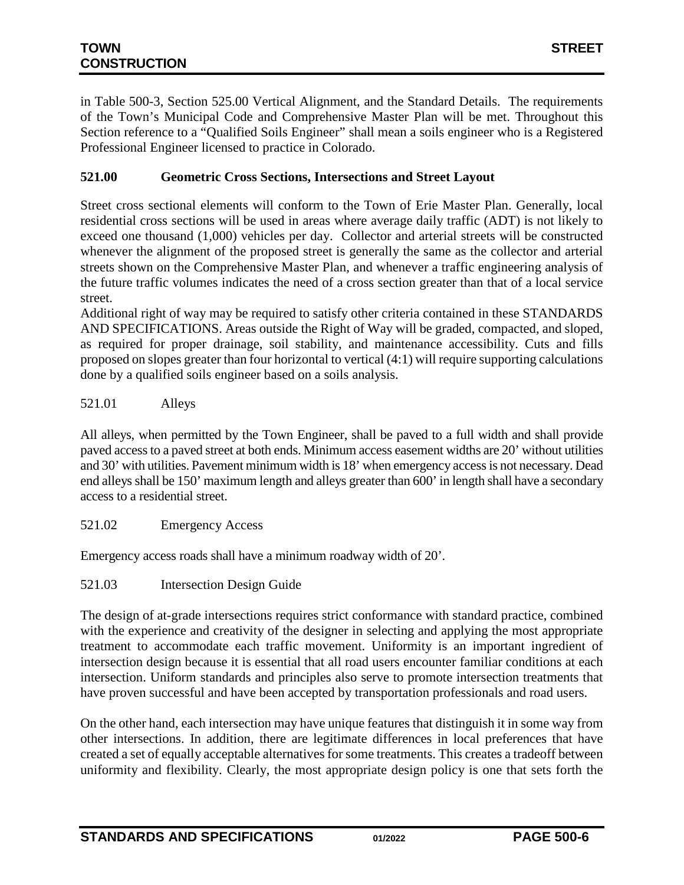in Table 500-3, Section 525.00 Vertical Alignment, and the Standard Details. The requirements of the Town's Municipal Code and Comprehensive Master Plan will be met. Throughout this Section reference to a "Qualified Soils Engineer" shall mean a soils engineer who is a Registered Professional Engineer licensed to practice in Colorado.

## 521.00 Geometric Cross Sections, Intersections and Street Layout

Street cross sectional elements will conform to the Town of Erie Master Plan. Generally, local residential cross sections will be used in areas where average daily traffic (ADT) is not likely to exceed one thousand (1,000) vehicles per day. Collector and arterial streets will be constructed whenever the alignment of the proposed street is generally the same as the collector and arterial streets shown on the Comprehensive Master Plan, and whenever a traffic engineering analysis of the future traffic volumes indicates the need of a cross section greater than that of a local service street.

Additional right of way may be required to satisfy other criteria contained in these STANDARDS AND SPECIFICATIONS. Areas outside the Right of Way will be graded, compacted, and sloped, as required for proper drainage, soil stability, and maintenance accessibility. Cuts and fills proposed on slopes greater than four horizontal to vertical (4:1) will require supporting calculations done by a qualified soils engineer based on a soils analysis.

### 521.01 Alleys

All alleys, when permitted by the Town Engineer, shall be paved to a full width and shall provide paved access to a paved street at both ends. Minimum access easement widths are 20' without utilities and 30' with utilities. Pavement minimum width is 18' when emergency access is not necessary. Dead end alleys shall be 150' maximum length and alleys greater than 600' in length shall have a secondary access to a residential street.

### 521.02 Emergency Access

Emergency access roads shall have a minimum roadway width of 20'.

### 521.03 Intersection Design Guide

The design of at-grade intersections requires strict conformance with standard practice, combined with the experience and creativity of the designer in selecting and applying the most appropriate treatment to accommodate each traffic movement. Uniformity is an important ingredient of intersection design because it is essential that all road users encounter familiar conditions at each intersection. Uniform standards and principles also serve to promote intersection treatments that have proven successful and have been accepted by transportation professionals and road users.

On the other hand, each intersection may have unique features that distinguish it in some way from other intersections. In addition, there are legitimate differences in local preferences that have created a set of equally acceptable alternatives for some treatments. This creates a tradeoff between uniformity and flexibility. Clearly, the most appropriate design policy is one that sets forth the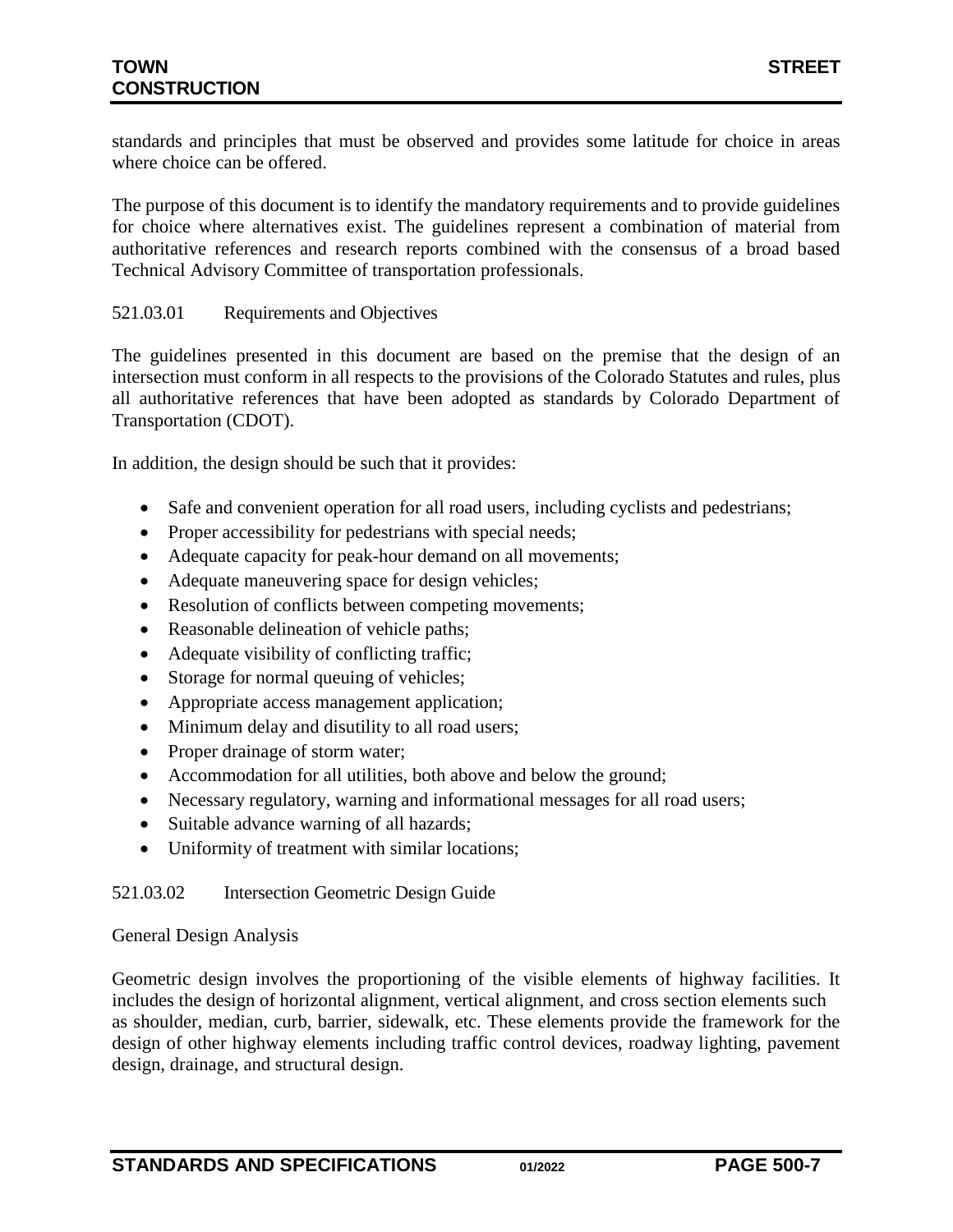standards and principles that must be observed and provides some latitude for choice in areas where choice can be offered.

The purpose of this document is to identify the mandatory requirements and to provide guidelines for choice where alternatives exist. The guidelines represent a combination of material from authoritative references and research reports combined with the consensus of a broad based Technical Advisory Committee of transportation professionals.

521.03.01 Requirements and Objectives

The guidelines presented in this document are based on the premise that the design of an intersection must conform in all respects to the provisions of the Colorado Statutes and rules, plus all authoritative references that have been adopted as standards by Colorado Department of Transportation (CDOT).

In addition, the design should be such that it provides:

- Safe and convenient operation for all road users, including cyclists and pedestrians;
- Proper accessibility for pedestrians with special needs;
- Adequate capacity for peak-hour demand on all movements;
- Adequate maneuvering space for design vehicles;
- Resolution of conflicts between competing movements;
- Reasonable delineation of vehicle paths;
- Adequate visibility of conflicting traffic;
- Storage for normal queuing of vehicles;
- Appropriate access management application;
- Minimum delay and disutility to all road users;
- Proper drainage of storm water;
- Accommodation for all utilities, both above and below the ground;
- Necessary regulatory, warning and informational messages for all road users;
- Suitable advance warning of all hazards;
- Uniformity of treatment with similar locations;

521.03.02 Intersection Geometric Design Guide

General Design Analysis

Geometric design involves the proportioning of the visible elements of highway facilities. It includes the design of horizontal alignment, vertical alignment, and cross section elements such as shoulder, median, curb, barrier, sidewalk, etc. These elements provide the framework for the design of other highway elements including traffic control devices, roadway lighting, pavement design, drainage, and structural design.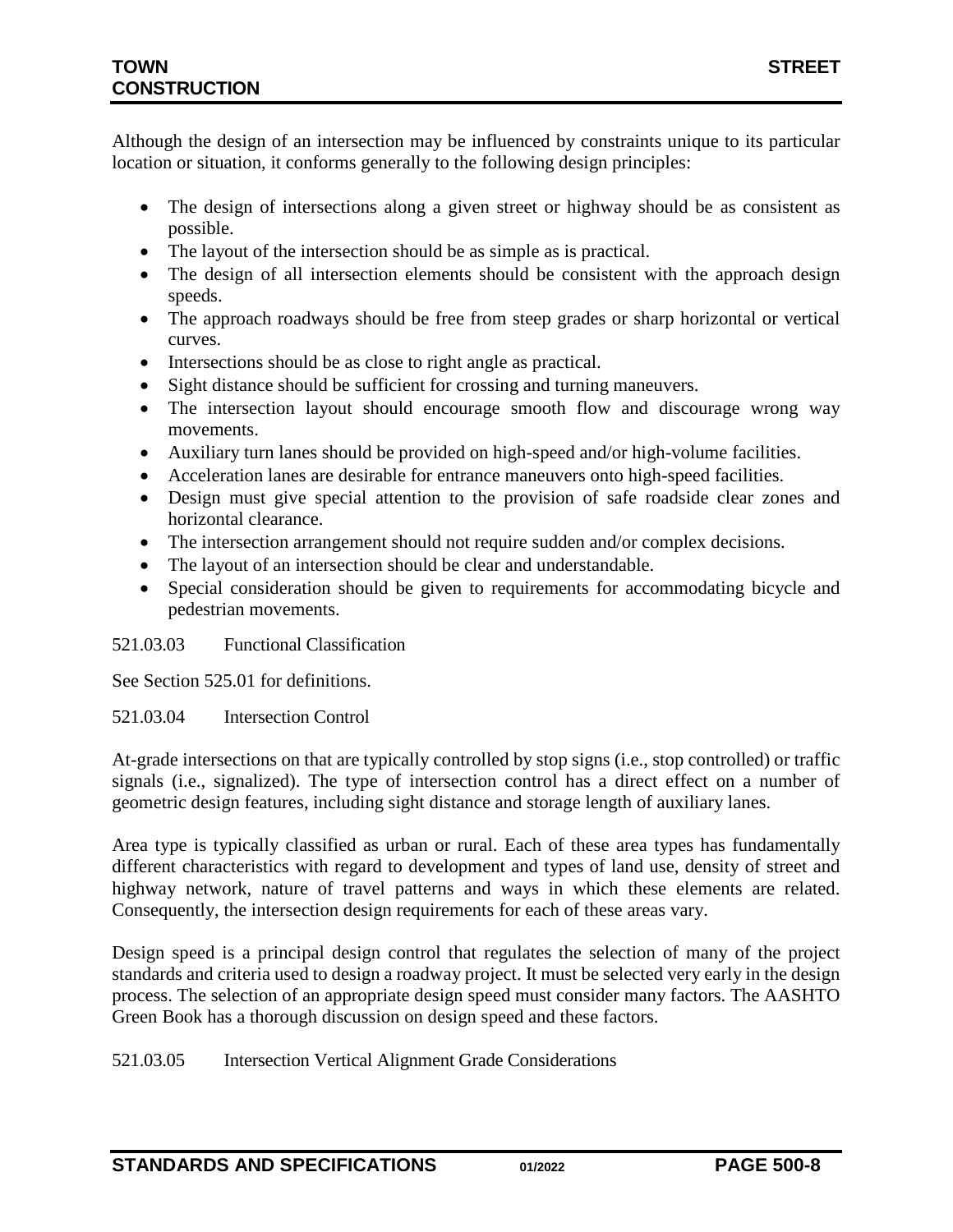Although the design of an intersection may be influenced by constraints unique to its particular location or situation, it conforms generally to the following design principles:

- The design of intersections along a given street or highway should be as consistent as possible.
- The layout of the intersection should be as simple as is practical.
- The design of all intersection elements should be consistent with the approach design speeds.
- The approach roadways should be free from steep grades or sharp horizontal or vertical curves.
- Intersections should be as close to right angle as practical.
- Sight distance should be sufficient for crossing and turning maneuvers.
- The intersection layout should encourage smooth flow and discourage wrong way movements.
- Auxiliary turn lanes should be provided on high-speed and/or high-volume facilities.
- Acceleration lanes are desirable for entrance maneuvers onto high-speed facilities.
- Design must give special attention to the provision of safe roadside clear zones and horizontal clearance.
- The intersection arrangement should not require sudden and/or complex decisions.
- The layout of an intersection should be clear and understandable.
- Special consideration should be given to requirements for accommodating bicycle and pedestrian movements.

521.03.03 Functional Classification

See Section 525.01 for definitions.

521.03.04 Intersection Control

At-grade intersections on that are typically controlled by stop signs (i.e., stop controlled) or traffic signals (i.e., signalized). The type of intersection control has a direct effect on a number of geometric design features, including sight distance and storage length of auxiliary lanes.

Area type is typically classified as urban or rural. Each of these area types has fundamentally different characteristics with regard to development and types of land use, density of street and highway network, nature of travel patterns and ways in which these elements are related. Consequently, the intersection design requirements for each of these areas vary.

Design speed is a principal design control that regulates the selection of many of the project standards and criteria used to design a roadway project. It must be selected very early in the design process. The selection of an appropriate design speed must consider many factors. The AASHTO Green Book has a thorough discussion on design speed and these factors.

521.03.05 Intersection Vertical Alignment Grade Considerations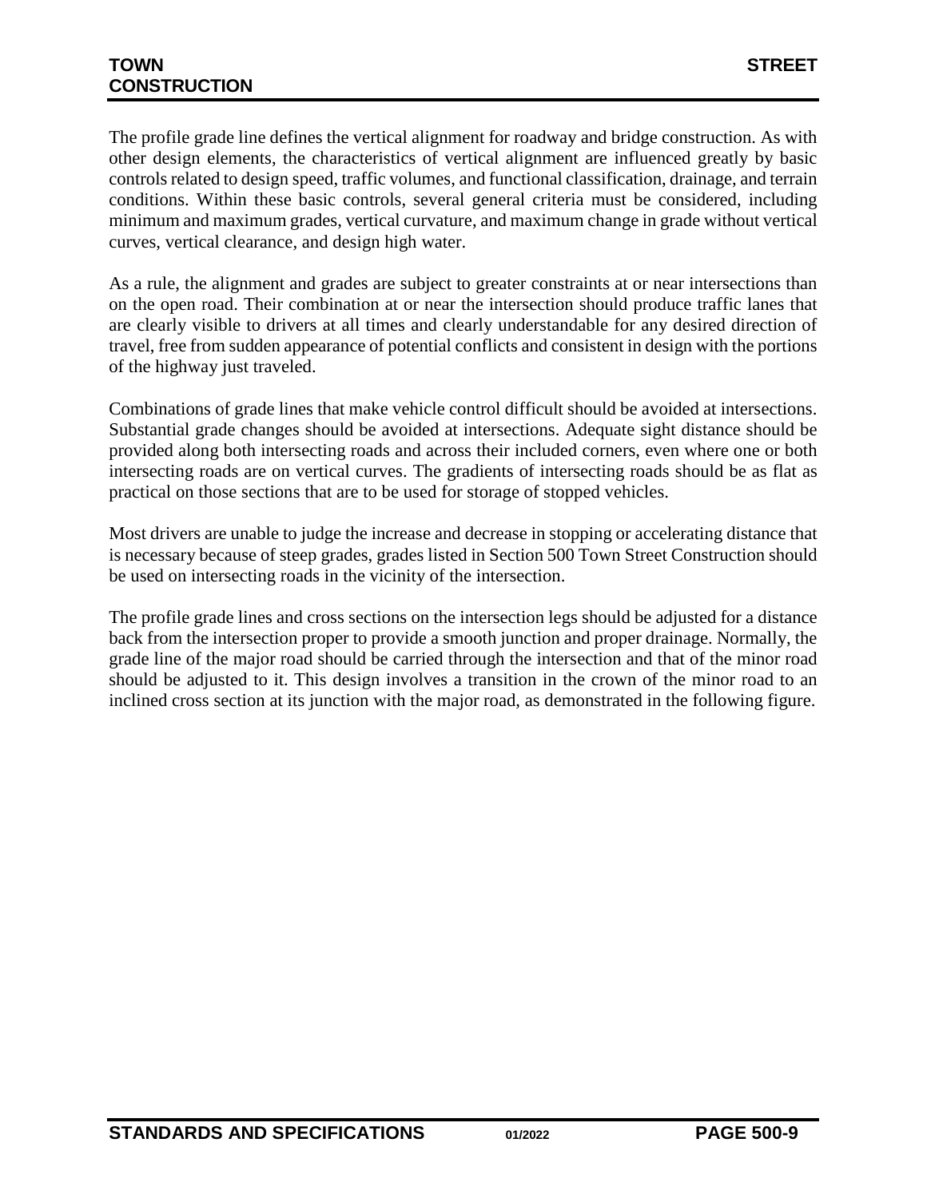The profile grade line defines the vertical alignment for roadway and bridge construction. As with other design elements, the characteristics of vertical alignment are influenced greatly by basic controls related to design speed, traffic volumes, and functional classification, drainage, and terrain conditions. Within these basic controls, several general criteria must be considered, including minimum and maximum grades, vertical curvature, and maximum change in grade without vertical curves, vertical clearance, and design high water.

As a rule, the alignment and grades are subject to greater constraints at or near intersections than on the open road. Their combination at or near the intersection should produce traffic lanes that are clearly visible to drivers at all times and clearly understandable for any desired direction of travel, free from sudden appearance of potential conflicts and consistent in design with the portions of the highway just traveled.

Combinations of grade lines that make vehicle control difficult should be avoided at intersections. Substantial grade changes should be avoided at intersections. Adequate sight distance should be provided along both intersecting roads and across their included corners, even where one or both intersecting roads are on vertical curves. The gradients of intersecting roads should be as flat as practical on those sections that are to be used for storage of stopped vehicles.

Most drivers are unable to judge the increase and decrease in stopping or accelerating distance that is necessary because of steep grades, grades listed in Section 500 Town Street Construction should be used on intersecting roads in the vicinity of the intersection.

The profile grade lines and cross sections on the intersection legs should be adjusted for a distance back from the intersection proper to provide a smooth junction and proper drainage. Normally, the grade line of the major road should be carried through the intersection and that of the minor road should be adjusted to it. This design involves a transition in the crown of the minor road to an inclined cross section at its junction with the major road, as demonstrated in the following figure.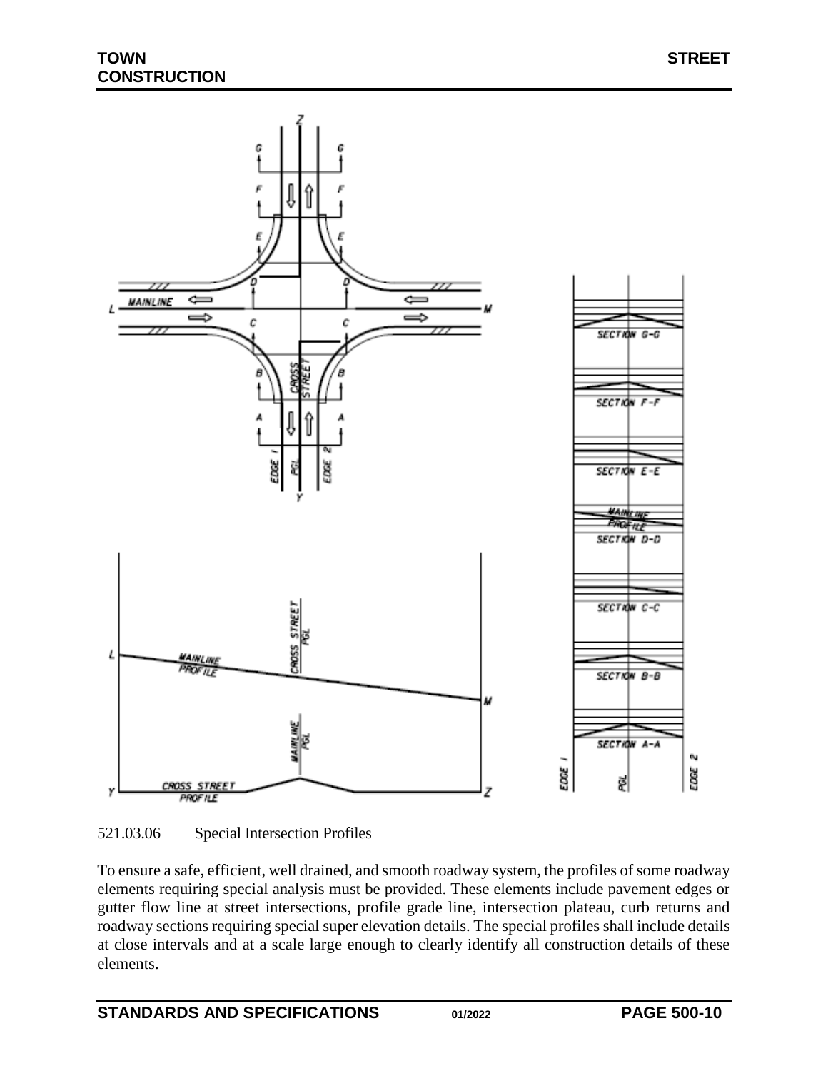521.03.06 Special Intersection Profiles

To ensure a safe, efficient, well drained, and smooth roadway system, the profiles of some roadway elements requiring special analysis must be provided. These elements include pavement edges or gutter flow line at street intersections, profile grade line, intersection plateau, curb returns and roadway sections requiring special super elevation details. The special profiles shall include details at close intervals and at a scale large enough to clearly identify all construction details of these elements.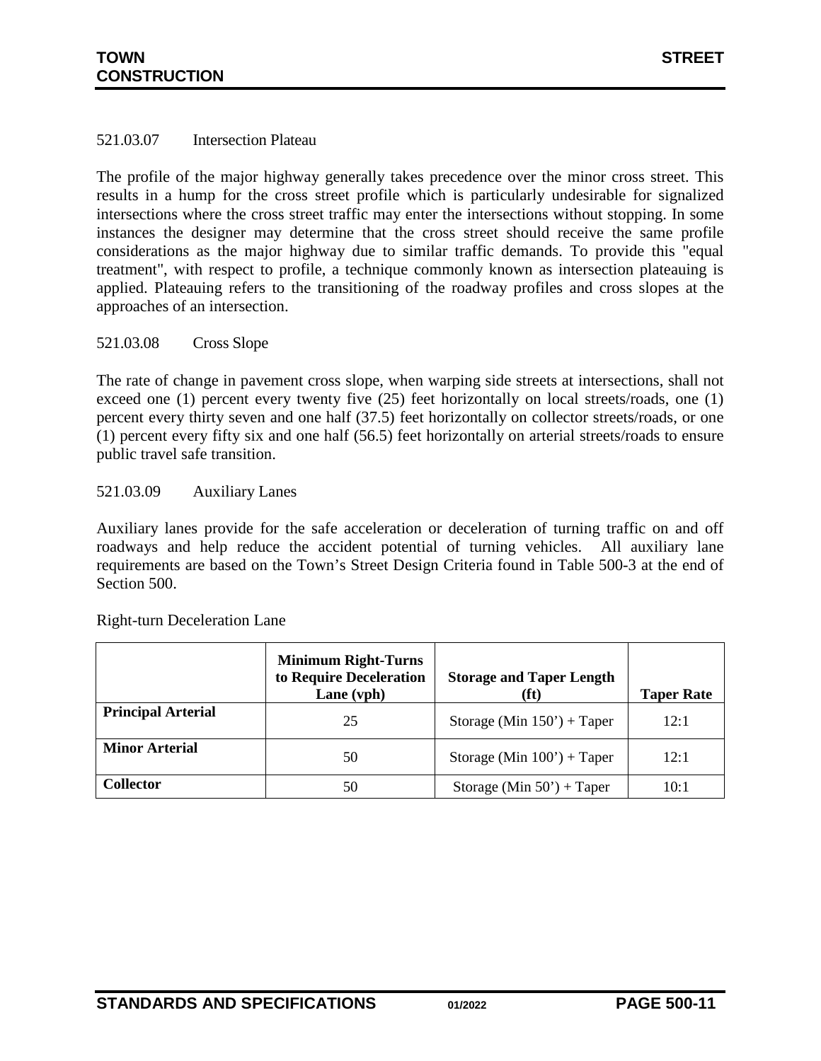521.03.07 Intersection Plateau

The profile of the major highway generally takes precedence over the minor cross street. This results in a hump for the cross street profile which is particularly undesirable for signalized intersections where the cross street traffic may enter the intersections without stopping. In some instances the designer may determine that the cross street should receive the same profile considerations as the major highway due to similar traffic demands. To provide this "equal treatment", with respect to profile, a technique commonly known as intersection plateauing is applied. Plateauing refers to the transitioning of the roadway profiles and cross slopes at the approaches of an intersection.

521.03.08 Cross Slope

The rate of change in pavement cross slope, when warping side streets at intersections, shall not exceed one (1) percent every twenty five (25) feet horizontally on local streets/roads, one (1) percent every thirty seven and one half (37.5) feet horizontally on collector streets/roads, or one (1) percent every fifty six and one half (56.5) feet horizontally on arterial streets/roads to ensure public travel safe transition.

521.03.09 Auxiliary Lanes

Auxiliary lanes provide for the safe acceleration or deceleration of turning traffic on and off roadways and help reduce the accident potential of turning vehicles. All auxiliary lane requirements are based on the Town's Street Design Criteria found in Table 500-3 at the end of Section 500.

Right-turn Deceleration Lane

| | Minimum Right-Turns to Require Deceleration Lane (vph) | Storage and Taper Length (ft) | Taper Rate |
|---|---|---|---|
| **Principal Arterial** | 25 | Storage (Min 150') + Taper | 12:1 |
| **Minor Arterial** | 50 | Storage (Min 100') + Taper | 12:1 |
| **Collector** | 50 | Storage (Min 50') + Taper | 10:1 |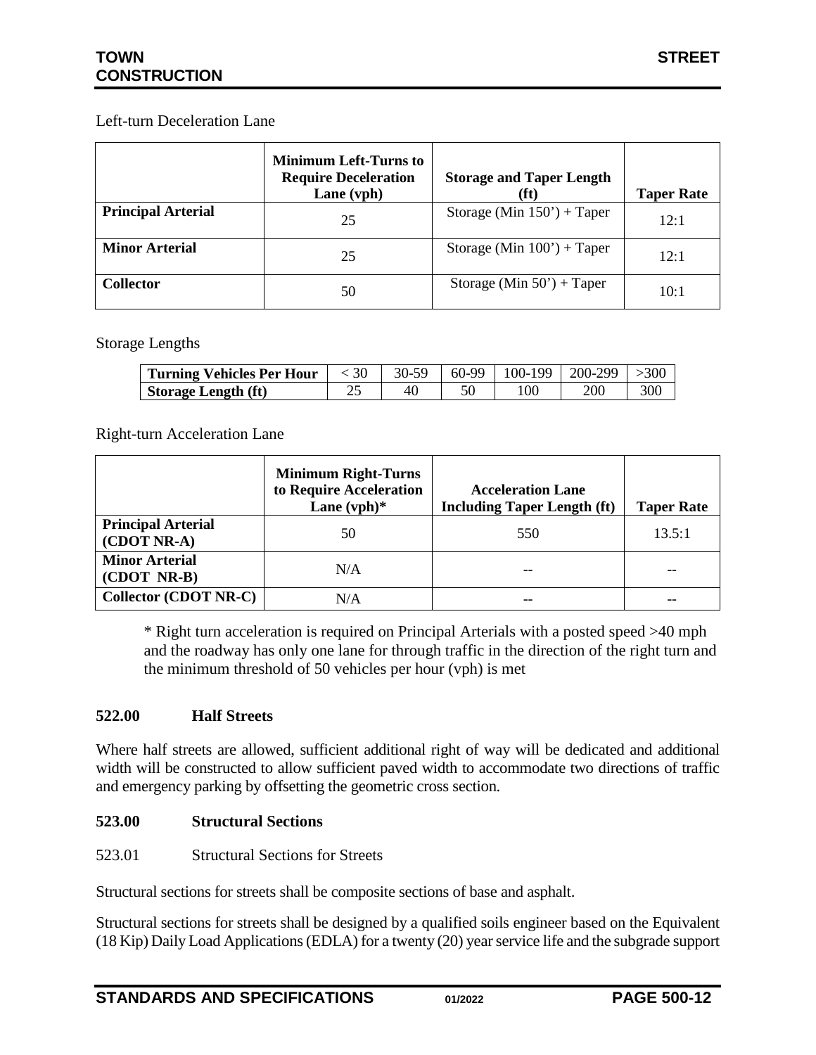Left-turn Deceleration Lane

| | Minimum Left-Turns to Require Deceleration Lane (vph) | Storage and Taper Length (ft) | Taper Rate |
|---|---|---|---|
| **Principal Arterial** | 25 | Storage (Min 150') + Taper | 12:1 |
| **Minor Arterial** | 25 | Storage (Min 100') + Taper | 12:1 |
| **Collector** | 50 | Storage (Min 50') + Taper | 10:1 |

Storage Lengths

| Turning Vehicles Per Hour | < 30 | 30-59 | 60-99 | 100-199 | 200-299 | >300 |
|---|---|---|---|---|---|---|
| **Storage Length (ft)** | 25 | 40 | 50 | 100 | 200 | 300 |

Right-turn Acceleration Lane

| | Minimum Right-Turns to Require Acceleration Lane (vph)* | Acceleration Lane Including Taper Length (ft) | Taper Rate |
|---|---|---|---|
| **Principal Arterial (CDOT NR-A)** | 50 | 550 | 13.5:1 |
| **Minor Arterial (CDOT NR-B)** | N/A | -- | -- |
| **Collector (CDOT NR-C)** | N/A | -- | -- |

* Right turn acceleration is required on Principal Arterials with a posted speed >40 mph and the roadway has only one lane for through traffic in the direction of the right turn and the minimum threshold of 50 vehicles per hour (vph) is met

## 522.00 Half Streets

Where half streets are allowed, sufficient additional right of way will be dedicated and additional width will be constructed to allow sufficient paved width to accommodate two directions of traffic and emergency parking by offsetting the geometric cross section.

## 523.00 Structural Sections

523.01 Structural Sections for Streets

Structural sections for streets shall be composite sections of base and asphalt.

Structural sections for streets shall be designed by a qualified soils engineer based on the Equivalent (18 Kip) Daily Load Applications (EDLA) for a twenty (20) year service life and the subgrade support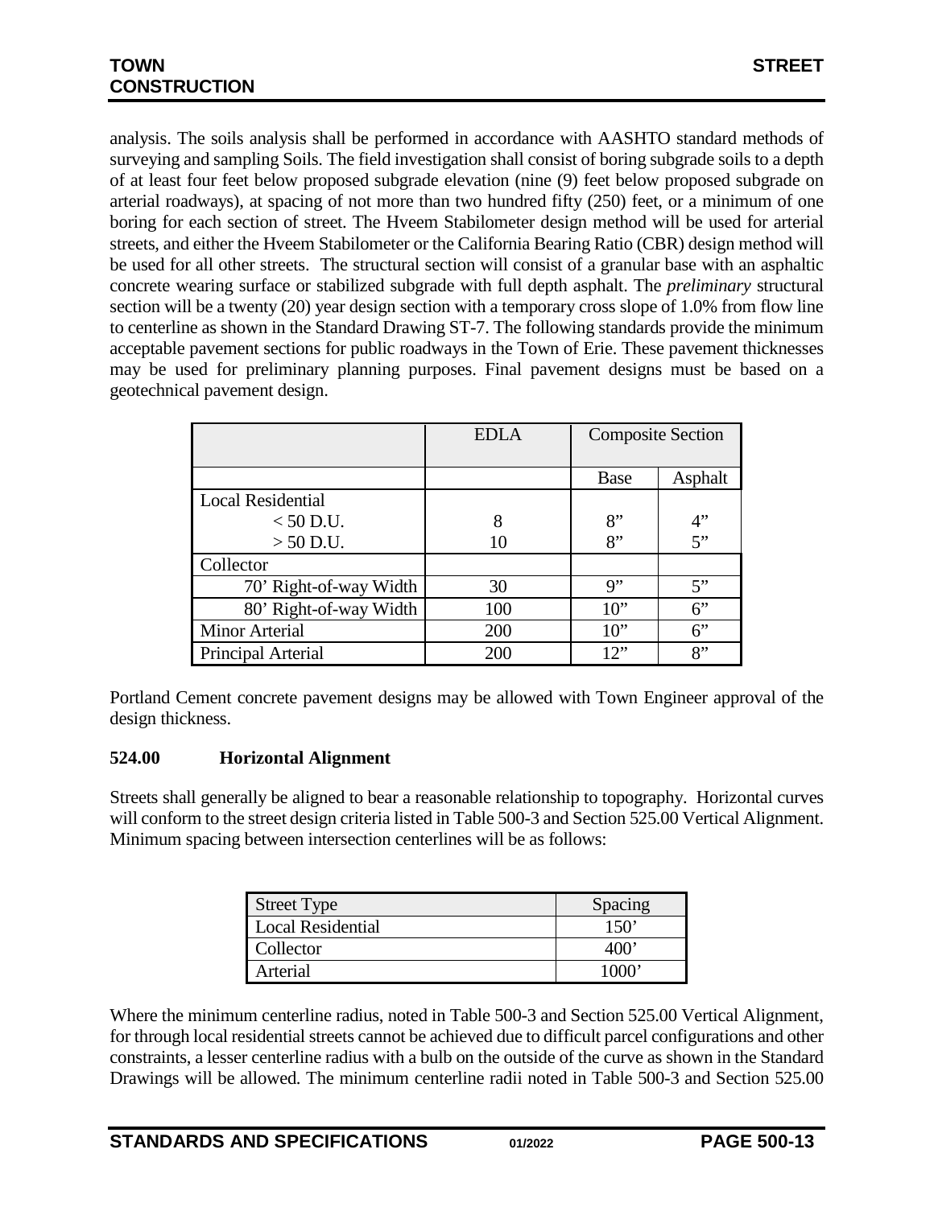analysis. The soils analysis shall be performed in accordance with AASHTO standard methods of surveying and sampling Soils. The field investigation shall consist of boring subgrade soils to a depth of at least four feet below proposed subgrade elevation (nine (9) feet below proposed subgrade on arterial roadways), at spacing of not more than two hundred fifty (250) feet, or a minimum of one boring for each section of street. The Hveem Stabilometer design method will be used for arterial streets, and either the Hveem Stabilometer or the California Bearing Ratio (CBR) design method will be used for all other streets. The structural section will consist of a granular base with an asphaltic concrete wearing surface or stabilized subgrade with full depth asphalt. The *preliminary* structural section will be a twenty (20) year design section with a temporary cross slope of 1.0% from flow line to centerline as shown in the Standard Drawing ST-7. The following standards provide the minimum acceptable pavement sections for public roadways in the Town of Erie. These pavement thicknesses may be used for preliminary planning purposes. Final pavement designs must be based on a geotechnical pavement design.

| | EDLA | Composite Section | |
|---|---|---|---|
| | | Base | Asphalt |
| Local Residential | | | |
| < 50 D.U. | 8 | 8" | 4" |
| > 50 D.U. | 10 | 8" | 5" |
| Collector | | | |
| 70' Right-of-way Width | 30 | 9" | 5" |
| 80' Right-of-way Width | 100 | 10" | 6" |
| Minor Arterial | 200 | 10" | 6" |
| Principal Arterial | 200 | 12" | 8" |

Portland Cement concrete pavement designs may be allowed with Town Engineer approval of the design thickness.

### 524.00 Horizontal Alignment

Streets shall generally be aligned to bear a reasonable relationship to topography. Horizontal curves will conform to the street design criteria listed in Table 500-3 and Section 525.00 Vertical Alignment. Minimum spacing between intersection centerlines will be as follows:

| Street Type | Spacing |
|---|---|
| Local Residential | 150' |
| Collector | 400' |
| Arterial | 1000' |

Where the minimum centerline radius, noted in Table 500-3 and Section 525.00 Vertical Alignment, for through local residential streets cannot be achieved due to difficult parcel configurations and other constraints, a lesser centerline radius with a bulb on the outside of the curve as shown in the Standard Drawings will be allowed. The minimum centerline radii noted in Table 500-3 and Section 525.00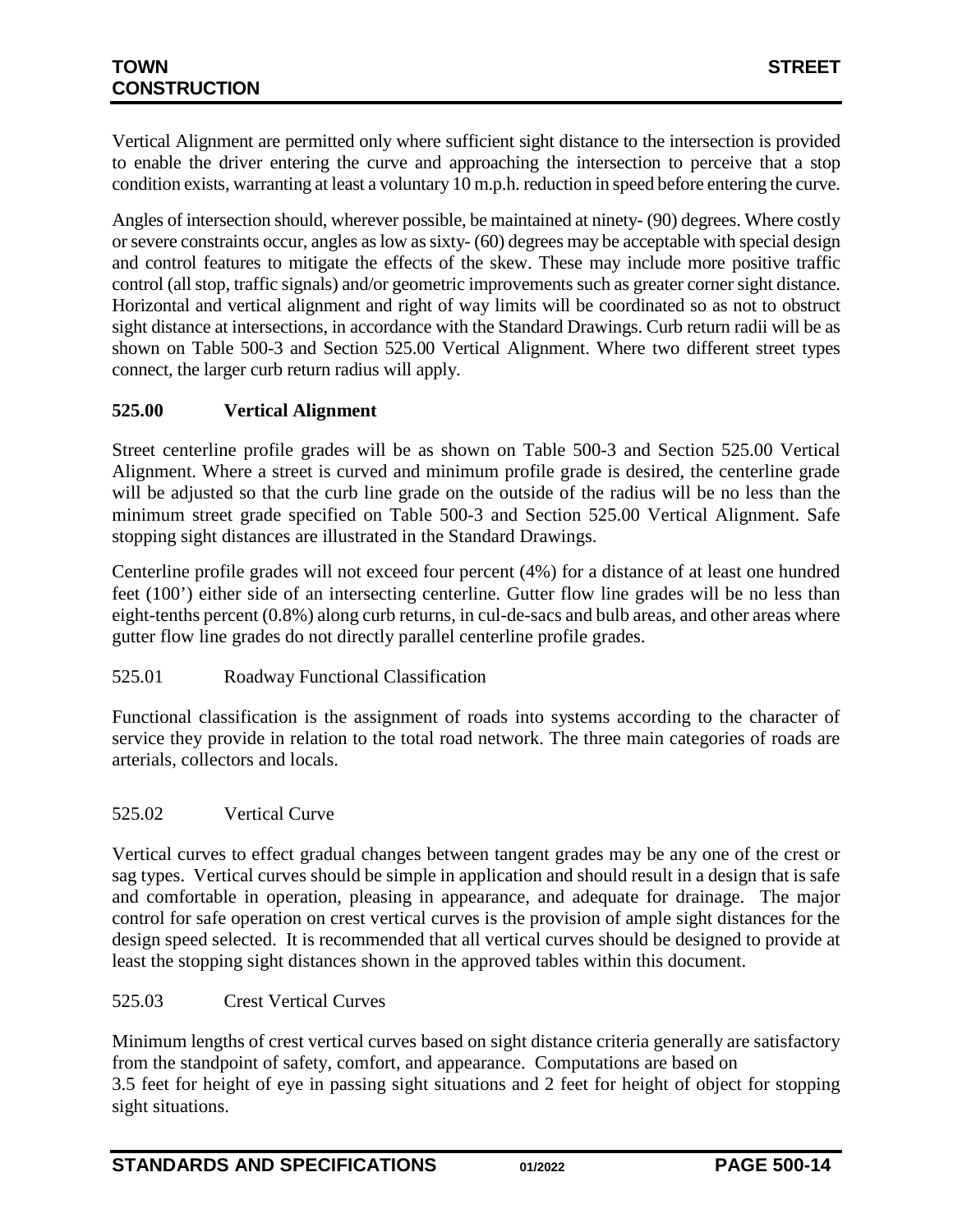Vertical Alignment are permitted only where sufficient sight distance to the intersection is provided to enable the driver entering the curve and approaching the intersection to perceive that a stop condition exists, warranting at least a voluntary 10 m.p.h. reduction in speed before entering the curve.

Angles of intersection should, wherever possible, be maintained at ninety- (90) degrees. Where costly or severe constraints occur, angles as low as sixty- (60) degrees may be acceptable with special design and control features to mitigate the effects of the skew. These may include more positive traffic control (all stop, traffic signals) and/or geometric improvements such as greater corner sight distance. Horizontal and vertical alignment and right of way limits will be coordinated so as not to obstruct sight distance at intersections, in accordance with the Standard Drawings. Curb return radii will be as shown on Table 500-3 and Section 525.00 Vertical Alignment. Where two different street types connect, the larger curb return radius will apply.

## 525.00 Vertical Alignment

Street centerline profile grades will be as shown on Table 500-3 and Section 525.00 Vertical Alignment. Where a street is curved and minimum profile grade is desired, the centerline grade will be adjusted so that the curb line grade on the outside of the radius will be no less than the minimum street grade specified on Table 500-3 and Section 525.00 Vertical Alignment. Safe stopping sight distances are illustrated in the Standard Drawings.

Centerline profile grades will not exceed four percent (4%) for a distance of at least one hundred feet (100') either side of an intersecting centerline. Gutter flow line grades will be no less than eight-tenths percent (0.8%) along curb returns, in cul-de-sacs and bulb areas, and other areas where gutter flow line grades do not directly parallel centerline profile grades.

### 525.01 Roadway Functional Classification

Functional classification is the assignment of roads into systems according to the character of service they provide in relation to the total road network. The three main categories of roads are arterials, collectors and locals.

### 525.02 Vertical Curve

Vertical curves to effect gradual changes between tangent grades may be any one of the crest or sag types. Vertical curves should be simple in application and should result in a design that is safe and comfortable in operation, pleasing in appearance, and adequate for drainage. The major control for safe operation on crest vertical curves is the provision of ample sight distances for the design speed selected. It is recommended that all vertical curves should be designed to provide at least the stopping sight distances shown in the approved tables within this document.

### 525.03 Crest Vertical Curves

Minimum lengths of crest vertical curves based on sight distance criteria generally are satisfactory from the standpoint of safety, comfort, and appearance. Computations are based on 3.5 feet for height of eye in passing sight situations and 2 feet for height of object for stopping sight situations.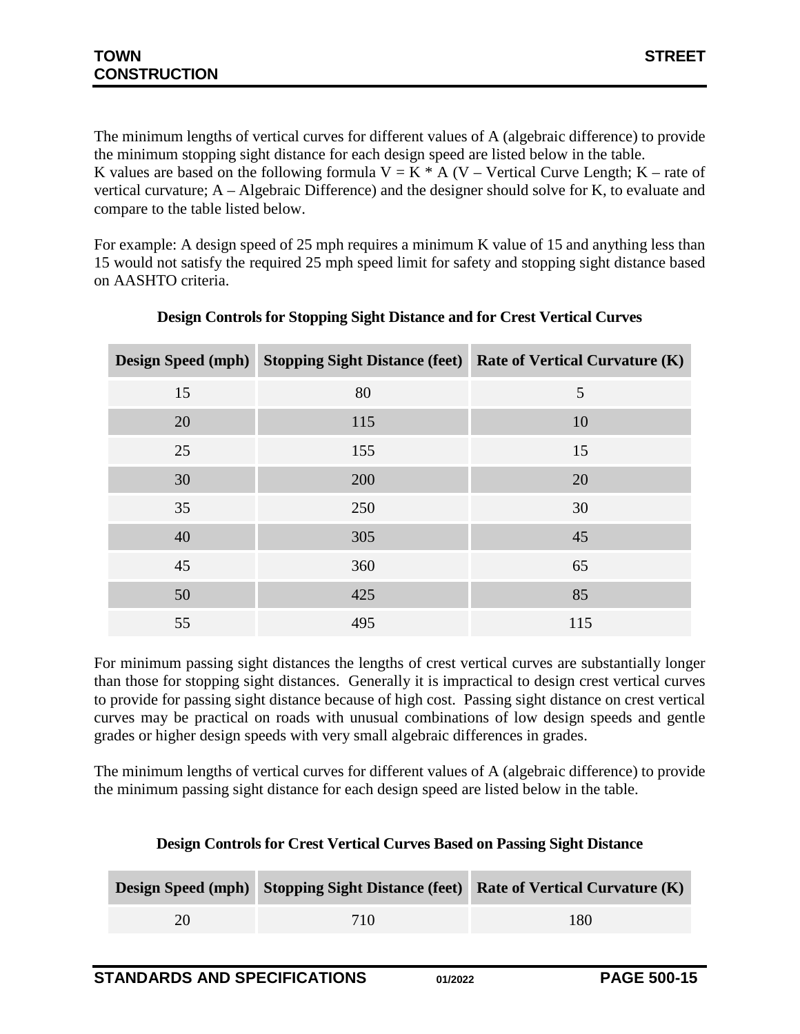The minimum lengths of vertical curves for different values of A (algebraic difference) to provide the minimum stopping sight distance for each design speed are listed below in the table.
K values are based on the following formula $V = K * A$ (V – Vertical Curve Length; K – rate of vertical curvature; A – Algebraic Difference) and the designer should solve for K, to evaluate and compare to the table listed below.

For example: A design speed of 25 mph requires a minimum K value of 15 and anything less than 15 would not satisfy the required 25 mph speed limit for safety and stopping sight distance based on AASHTO criteria.

**Design Controls for Stopping Sight Distance and for Crest Vertical Curves**

| Design Speed (mph) | Stopping Sight Distance (feet) | Rate of Vertical Curvature (K) |
|---|---|---|
| 15 | 80 | 5 |
| 20 | 115 | 10 |
| 25 | 155 | 15 |
| 30 | 200 | 20 |
| 35 | 250 | 30 |
| 40 | 305 | 45 |
| 45 | 360 | 65 |
| 50 | 425 | 85 |
| 55 | 495 | 115 |

For minimum passing sight distances the lengths of crest vertical curves are substantially longer than those for stopping sight distances. Generally it is impractical to design crest vertical curves to provide for passing sight distance because of high cost. Passing sight distance on crest vertical curves may be practical on roads with unusual combinations of low design speeds and gentle grades or higher design speeds with very small algebraic differences in grades.

The minimum lengths of vertical curves for different values of A (algebraic difference) to provide the minimum passing sight distance for each design speed are listed below in the table.

**Design Controls for Crest Vertical Curves Based on Passing Sight Distance**

| Design Speed (mph) | Stopping Sight Distance (feet) | Rate of Vertical Curvature (K) |
|---|---|---|
| 20 | 710 | 180 |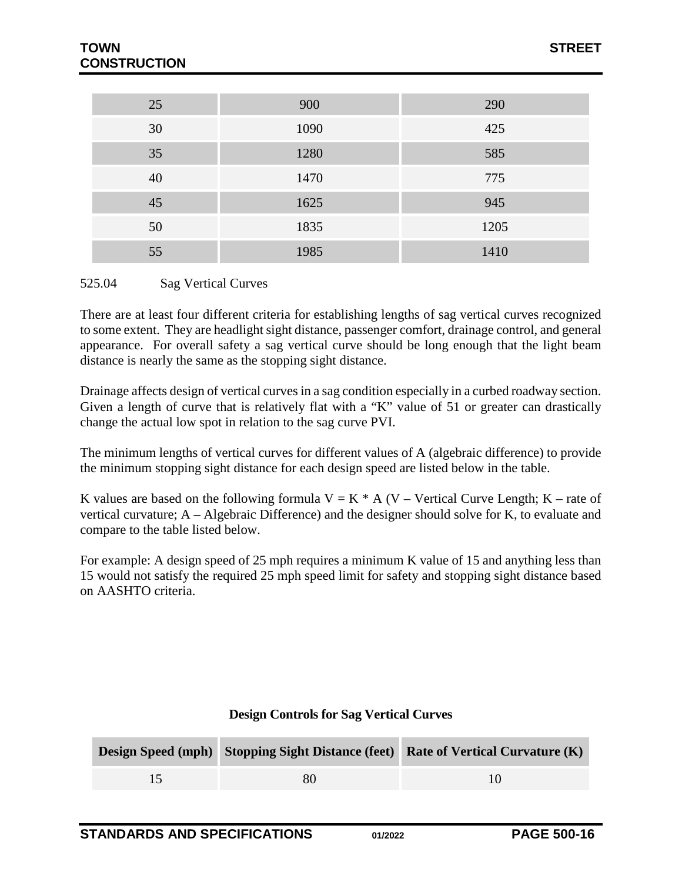| | | |
|---|---|---|
| 25 | 900 | 290 |
| 30 | 1090 | 425 |
| 35 | 1280 | 585 |
| 40 | 1470 | 775 |
| 45 | 1625 | 945 |
| 50 | 1835 | 1205 |
| 55 | 1985 | 1410 |

525.04 Sag Vertical Curves

There are at least four different criteria for establishing lengths of sag vertical curves recognized to some extent. They are headlight sight distance, passenger comfort, drainage control, and general appearance. For overall safety a sag vertical curve should be long enough that the light beam distance is nearly the same as the stopping sight distance.

Drainage affects design of vertical curves in a sag condition especially in a curbed roadway section. Given a length of curve that is relatively flat with a "K" value of 51 or greater can drastically change the actual low spot in relation to the sag curve PVI.

The minimum lengths of vertical curves for different values of A (algebraic difference) to provide the minimum stopping sight distance for each design speed are listed below in the table.

K values are based on the following formula $V = K * A$ (V – Vertical Curve Length; K – rate of vertical curvature; A – Algebraic Difference) and the designer should solve for K, to evaluate and compare to the table listed below.

For example: A design speed of 25 mph requires a minimum K value of 15 and anything less than 15 would not satisfy the required 25 mph speed limit for safety and stopping sight distance based on AASHTO criteria.

**Design Controls for Sag Vertical Curves**

| Design Speed (mph) | Stopping Sight Distance (feet) | Rate of Vertical Curvature (K) |
|---|---|---|
| 15 | 80 | 10 |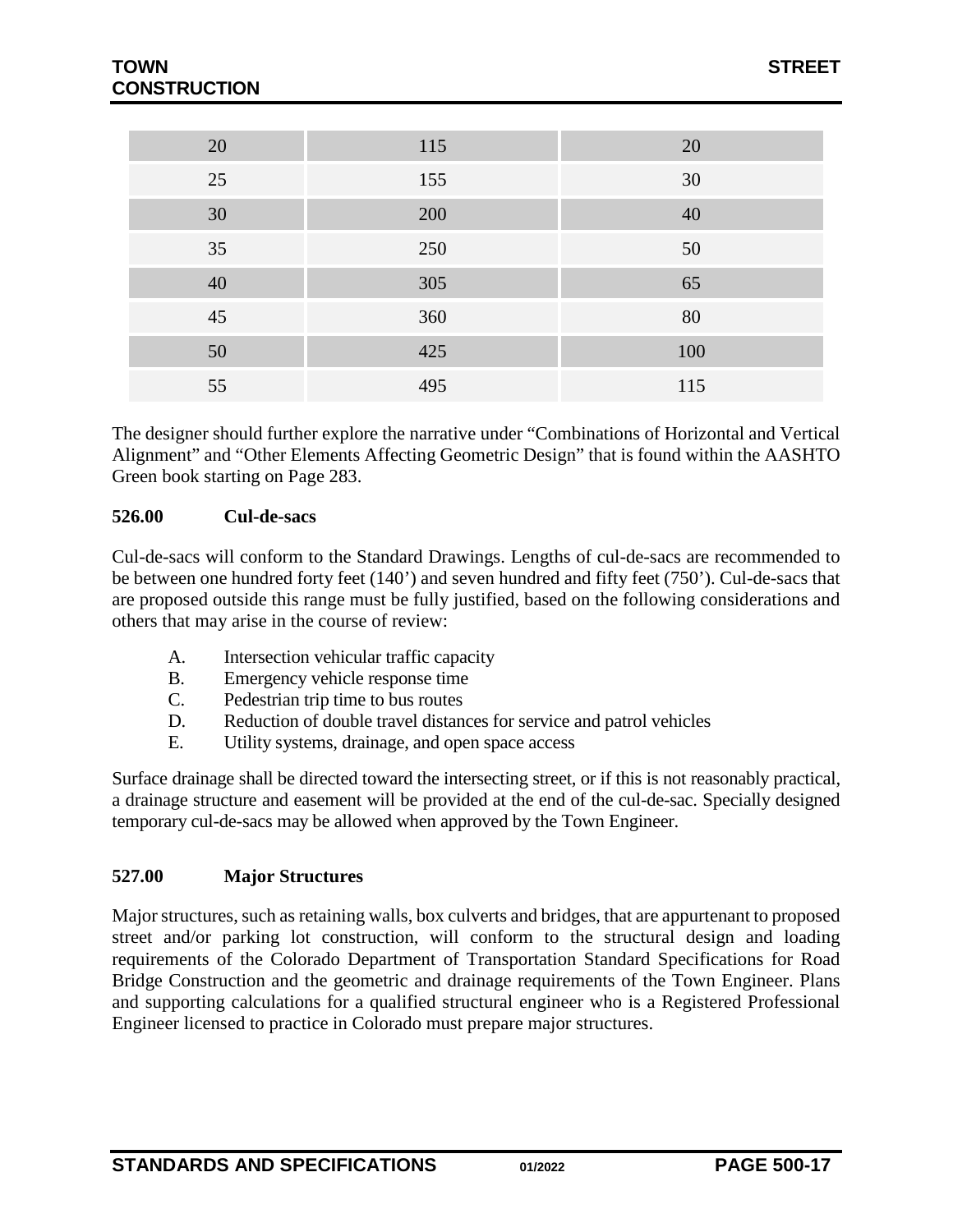| 20 | 115 | 20 |
|---|---|---|
| 25 | 155 | 30 |
| 30 | 200 | 40 |
| 35 | 250 | 50 |
| 40 | 305 | 65 |
| 45 | 360 | 80 |
| 50 | 425 | 100 |
| 55 | 495 | 115 |

The designer should further explore the narrative under "Combinations of Horizontal and Vertical Alignment" and "Other Elements Affecting Geometric Design" that is found within the AASHTO Green book starting on Page 283.

### 526.00 Cul-de-sacs

Cul-de-sacs will conform to the Standard Drawings. Lengths of cul-de-sacs are recommended to be between one hundred forty feet (140') and seven hundred and fifty feet (750'). Cul-de-sacs that are proposed outside this range must be fully justified, based on the following considerations and others that may arise in the course of review:

A. Intersection vehicular traffic capacity
B. Emergency vehicle response time
C. Pedestrian trip time to bus routes
D. Reduction of double travel distances for service and patrol vehicles
E. Utility systems, drainage, and open space access

Surface drainage shall be directed toward the intersecting street, or if this is not reasonably practical, a drainage structure and easement will be provided at the end of the cul-de-sac. Specially designed temporary cul-de-sacs may be allowed when approved by the Town Engineer.

### 527.00 Major Structures

Major structures, such as retaining walls, box culverts and bridges, that are appurtenant to proposed street and/or parking lot construction, will conform to the structural design and loading requirements of the Colorado Department of Transportation Standard Specifications for Road Bridge Construction and the geometric and drainage requirements of the Town Engineer. Plans and supporting calculations for a qualified structural engineer who is a Registered Professional Engineer licensed to practice in Colorado must prepare major structures.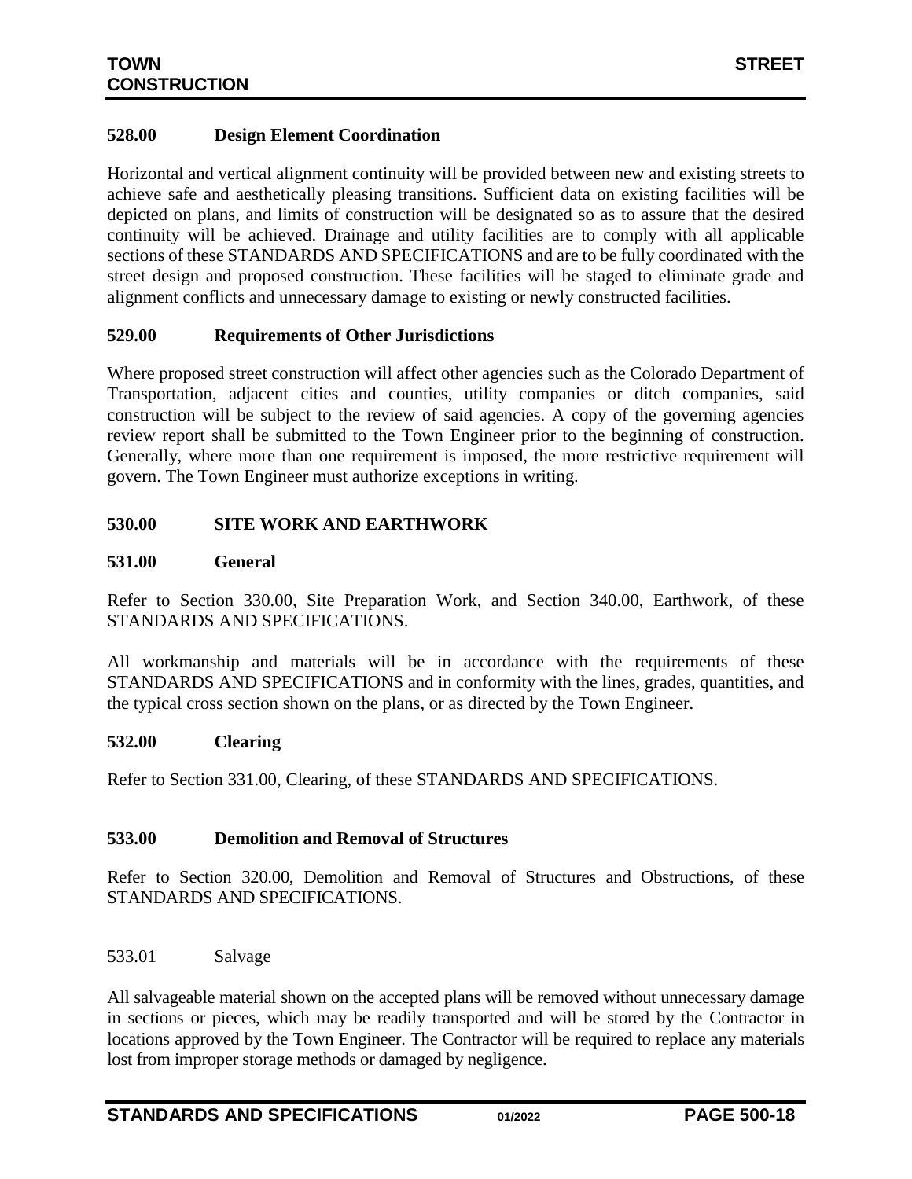## 528.00 Design Element Coordination

Horizontal and vertical alignment continuity will be provided between new and existing streets to achieve safe and aesthetically pleasing transitions. Sufficient data on existing facilities will be depicted on plans, and limits of construction will be designated so as to assure that the desired continuity will be achieved. Drainage and utility facilities are to comply with all applicable sections of these STANDARDS AND SPECIFICATIONS and are to be fully coordinated with the street design and proposed construction. These facilities will be staged to eliminate grade and alignment conflicts and unnecessary damage to existing or newly constructed facilities.

## 529.00 Requirements of Other Jurisdictions

Where proposed street construction will affect other agencies such as the Colorado Department of Transportation, adjacent cities and counties, utility companies or ditch companies, said construction will be subject to the review of said agencies. A copy of the governing agencies review report shall be submitted to the Town Engineer prior to the beginning of construction. Generally, where more than one requirement is imposed, the more restrictive requirement will govern. The Town Engineer must authorize exceptions in writing.

## 530.00 SITE WORK AND EARTHWORK

## 531.00 General

Refer to Section 330.00, Site Preparation Work, and Section 340.00, Earthwork, of these STANDARDS AND SPECIFICATIONS.

All workmanship and materials will be in accordance with the requirements of these STANDARDS AND SPECIFICATIONS and in conformity with the lines, grades, quantities, and the typical cross section shown on the plans, or as directed by the Town Engineer.

## 532.00 Clearing

Refer to Section 331.00, Clearing, of these STANDARDS AND SPECIFICATIONS.

## 533.00 Demolition and Removal of Structures

Refer to Section 320.00, Demolition and Removal of Structures and Obstructions, of these STANDARDS AND SPECIFICATIONS.

### 533.01 Salvage

All salvageable material shown on the accepted plans will be removed without unnecessary damage in sections or pieces, which may be readily transported and will be stored by the Contractor in locations approved by the Town Engineer. The Contractor will be required to replace any materials lost from improper storage methods or damaged by negligence.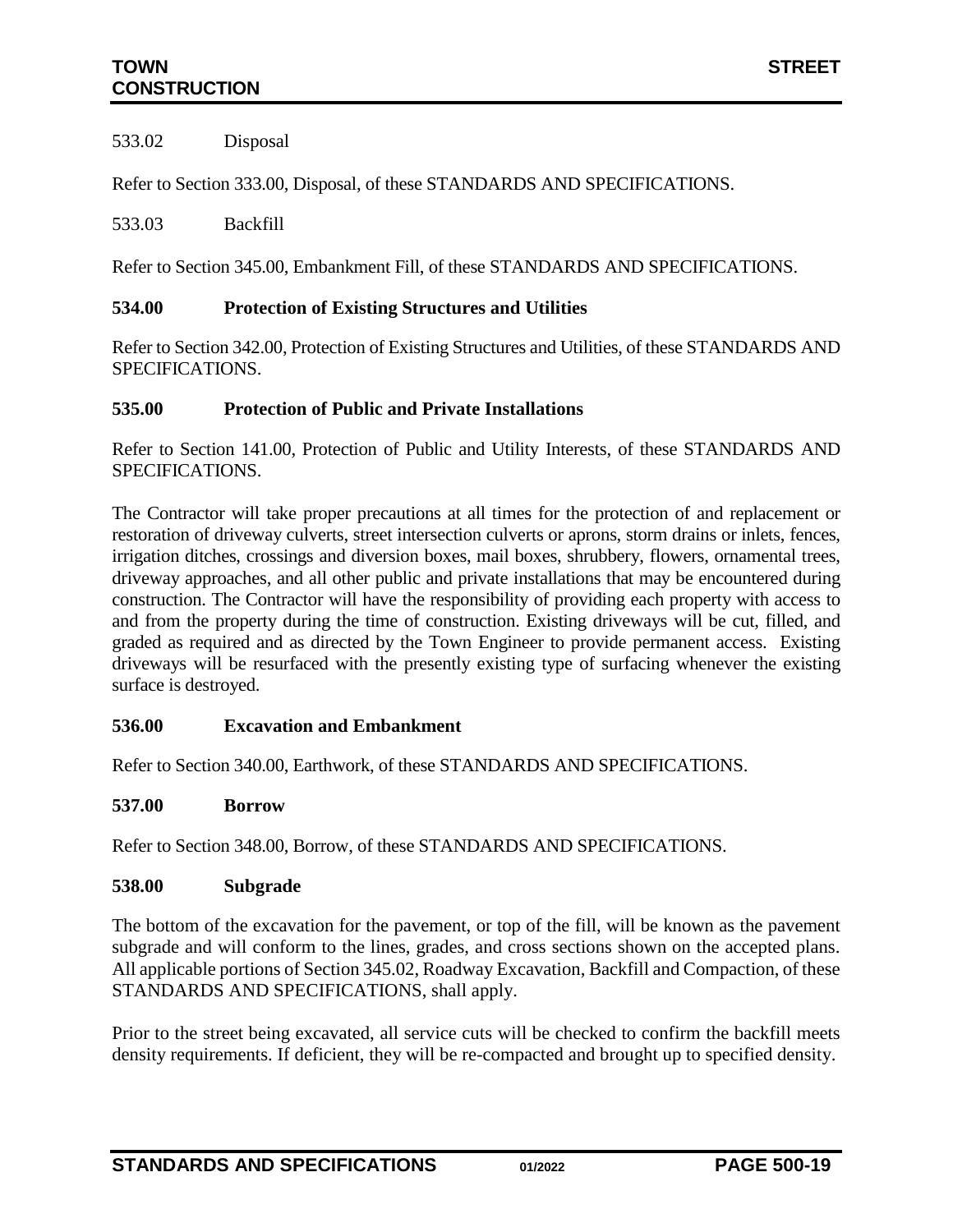533.02 Disposal

Refer to Section 333.00, Disposal, of these STANDARDS AND SPECIFICATIONS.

533.03 Backfill

Refer to Section 345.00, Embankment Fill, of these STANDARDS AND SPECIFICATIONS.

## 534.00 Protection of Existing Structures and Utilities

Refer to Section 342.00, Protection of Existing Structures and Utilities, of these STANDARDS AND SPECIFICATIONS.

## 535.00 Protection of Public and Private Installations

Refer to Section 141.00, Protection of Public and Utility Interests, of these STANDARDS AND SPECIFICATIONS.

The Contractor will take proper precautions at all times for the protection of and replacement or restoration of driveway culverts, street intersection culverts or aprons, storm drains or inlets, fences, irrigation ditches, crossings and diversion boxes, mail boxes, shrubbery, flowers, ornamental trees, driveway approaches, and all other public and private installations that may be encountered during construction. The Contractor will have the responsibility of providing each property with access to and from the property during the time of construction. Existing driveways will be cut, filled, and graded as required and as directed by the Town Engineer to provide permanent access. Existing driveways will be resurfaced with the presently existing type of surfacing whenever the existing surface is destroyed.

## 536.00 Excavation and Embankment

Refer to Section 340.00, Earthwork, of these STANDARDS AND SPECIFICATIONS.

## 537.00 Borrow

Refer to Section 348.00, Borrow, of these STANDARDS AND SPECIFICATIONS.

## 538.00 Subgrade

The bottom of the excavation for the pavement, or top of the fill, will be known as the pavement subgrade and will conform to the lines, grades, and cross sections shown on the accepted plans. All applicable portions of Section 345.02, Roadway Excavation, Backfill and Compaction, of these STANDARDS AND SPECIFICATIONS, shall apply.

Prior to the street being excavated, all service cuts will be checked to confirm the backfill meets density requirements. If deficient, they will be re-compacted and brought up to specified density.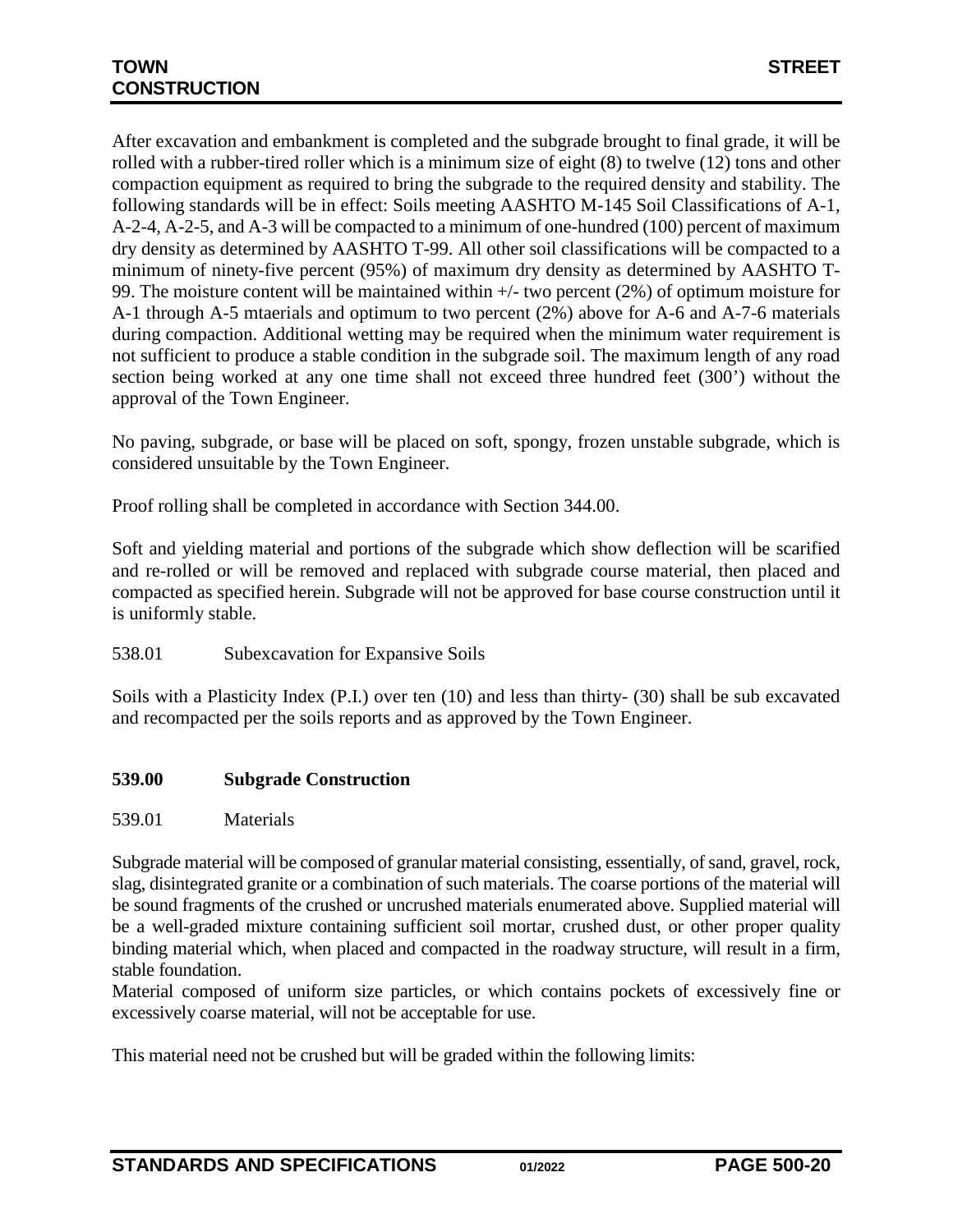After excavation and embankment is completed and the subgrade brought to final grade, it will be rolled with a rubber-tired roller which is a minimum size of eight (8) to twelve (12) tons and other compaction equipment as required to bring the subgrade to the required density and stability. The following standards will be in effect: Soils meeting AASHTO M-145 Soil Classifications of A-1, A-2-4, A-2-5, and A-3 will be compacted to a minimum of one-hundred (100) percent of maximum dry density as determined by AASHTO T-99. All other soil classifications will be compacted to a minimum of ninety-five percent (95%) of maximum dry density as determined by AASHTO T-99. The moisture content will be maintained within +/- two percent (2%) of optimum moisture for A-1 through A-5 mtaerials and optimum to two percent (2%) above for A-6 and A-7-6 materials during compaction. Additional wetting may be required when the minimum water requirement is not sufficient to produce a stable condition in the subgrade soil. The maximum length of any road section being worked at any one time shall not exceed three hundred feet (300') without the approval of the Town Engineer.

No paving, subgrade, or base will be placed on soft, spongy, frozen unstable subgrade, which is considered unsuitable by the Town Engineer.

Proof rolling shall be completed in accordance with Section 344.00.

Soft and yielding material and portions of the subgrade which show deflection will be scarified and re-rolled or will be removed and replaced with subgrade course material, then placed and compacted as specified herein. Subgrade will not be approved for base course construction until it is uniformly stable.

538.01 Subexcavation for Expansive Soils

Soils with a Plasticity Index (P.I.) over ten (10) and less than thirty- (30) shall be sub excavated and recompacted per the soils reports and as approved by the Town Engineer.

## 539.00 Subgrade Construction

539.01 Materials

Subgrade material will be composed of granular material consisting, essentially, of sand, gravel, rock, slag, disintegrated granite or a combination of such materials. The coarse portions of the material will be sound fragments of the crushed or uncrushed materials enumerated above. Supplied material will be a well-graded mixture containing sufficient soil mortar, crushed dust, or other proper quality binding material which, when placed and compacted in the roadway structure, will result in a firm, stable foundation.
Material composed of uniform size particles, or which contains pockets of excessively fine or excessively coarse material, will not be acceptable for use.

This material need not be crushed but will be graded within the following limits: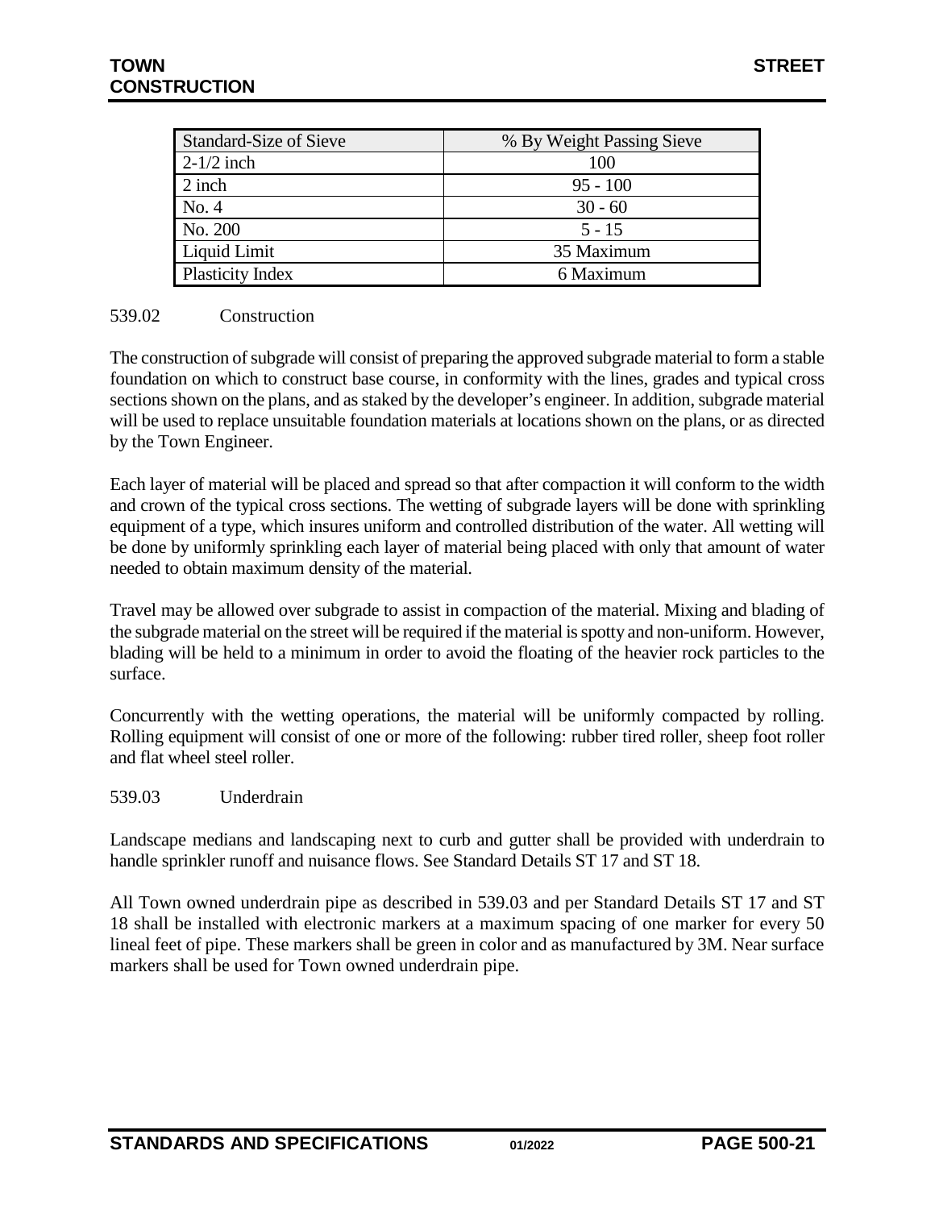| Standard-Size of Sieve | % By Weight Passing Sieve |
|---|---|
| 2-1/2 inch | 100 |
| 2 inch | 95 - 100 |
| No. 4 | 30 - 60 |
| No. 200 | 5 - 15 |
| Liquid Limit | 35 Maximum |
| Plasticity Index | 6 Maximum |

539.02 Construction

The construction of subgrade will consist of preparing the approved subgrade material to form a stable foundation on which to construct base course, in conformity with the lines, grades and typical cross sections shown on the plans, and as staked by the developer's engineer. In addition, subgrade material will be used to replace unsuitable foundation materials at locations shown on the plans, or as directed by the Town Engineer.

Each layer of material will be placed and spread so that after compaction it will conform to the width and crown of the typical cross sections. The wetting of subgrade layers will be done with sprinkling equipment of a type, which insures uniform and controlled distribution of the water. All wetting will be done by uniformly sprinkling each layer of material being placed with only that amount of water needed to obtain maximum density of the material.

Travel may be allowed over subgrade to assist in compaction of the material. Mixing and blading of the subgrade material on the street will be required if the material is spotty and non-uniform. However, blading will be held to a minimum in order to avoid the floating of the heavier rock particles to the surface.

Concurrently with the wetting operations, the material will be uniformly compacted by rolling. Rolling equipment will consist of one or more of the following: rubber tired roller, sheep foot roller and flat wheel steel roller.

539.03 Underdrain

Landscape medians and landscaping next to curb and gutter shall be provided with underdrain to handle sprinkler runoff and nuisance flows. See Standard Details ST 17 and ST 18.

All Town owned underdrain pipe as described in 539.03 and per Standard Details ST 17 and ST 18 shall be installed with electronic markers at a maximum spacing of one marker for every 50 lineal feet of pipe. These markers shall be green in color and as manufactured by 3M. Near surface markers shall be used for Town owned underdrain pipe.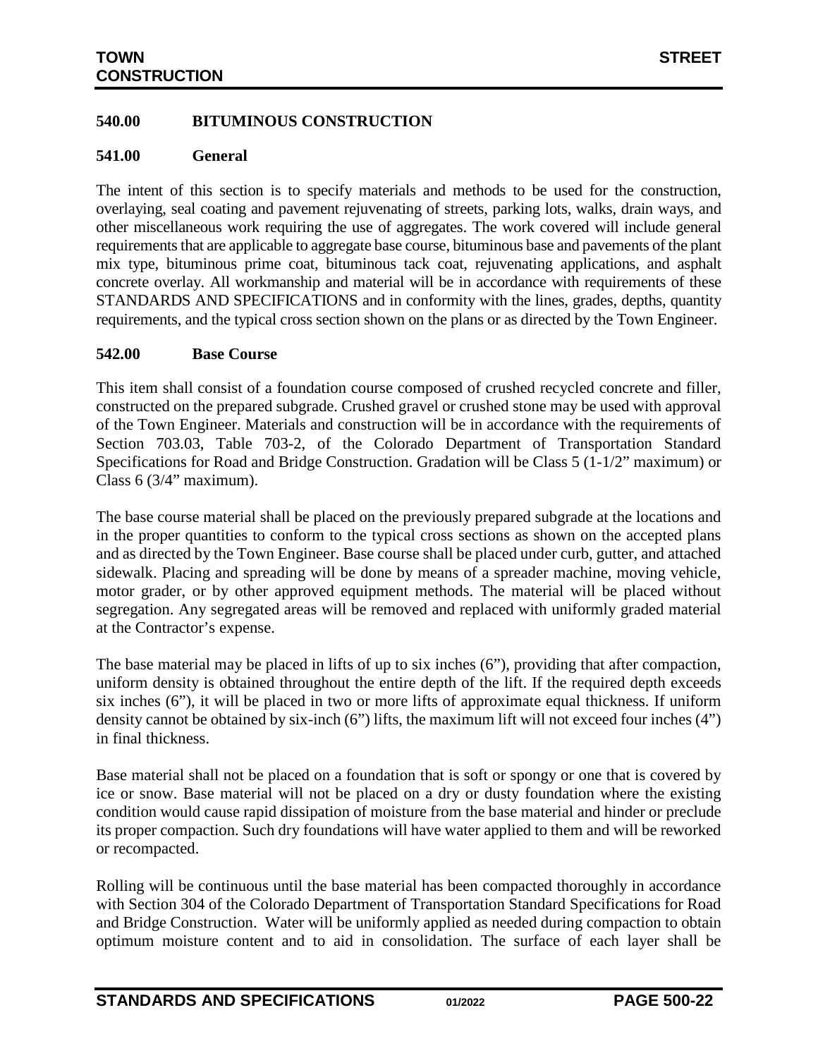## 540.00 BITUMINOUS CONSTRUCTION

### 541.00 General

The intent of this section is to specify materials and methods to be used for the construction, overlaying, seal coating and pavement rejuvenating of streets, parking lots, walks, drain ways, and other miscellaneous work requiring the use of aggregates. The work covered will include general requirements that are applicable to aggregate base course, bituminous base and pavements of the plant mix type, bituminous prime coat, bituminous tack coat, rejuvenating applications, and asphalt concrete overlay. All workmanship and material will be in accordance with requirements of these STANDARDS AND SPECIFICATIONS and in conformity with the lines, grades, depths, quantity requirements, and the typical cross section shown on the plans or as directed by the Town Engineer.

### 542.00 Base Course

This item shall consist of a foundation course composed of crushed recycled concrete and filler, constructed on the prepared subgrade. Crushed gravel or crushed stone may be used with approval of the Town Engineer. Materials and construction will be in accordance with the requirements of Section 703.03, Table 703-2, of the Colorado Department of Transportation Standard Specifications for Road and Bridge Construction. Gradation will be Class 5 (1-1/2" maximum) or Class 6 (3/4" maximum).

The base course material shall be placed on the previously prepared subgrade at the locations and in the proper quantities to conform to the typical cross sections as shown on the accepted plans and as directed by the Town Engineer. Base course shall be placed under curb, gutter, and attached sidewalk. Placing and spreading will be done by means of a spreader machine, moving vehicle, motor grader, or by other approved equipment methods. The material will be placed without segregation. Any segregated areas will be removed and replaced with uniformly graded material at the Contractor's expense.

The base material may be placed in lifts of up to six inches (6"), providing that after compaction, uniform density is obtained throughout the entire depth of the lift. If the required depth exceeds six inches (6"), it will be placed in two or more lifts of approximate equal thickness. If uniform density cannot be obtained by six-inch (6") lifts, the maximum lift will not exceed four inches (4") in final thickness.

Base material shall not be placed on a foundation that is soft or spongy or one that is covered by ice or snow. Base material will not be placed on a dry or dusty foundation where the existing condition would cause rapid dissipation of moisture from the base material and hinder or preclude its proper compaction. Such dry foundations will have water applied to them and will be reworked or recompacted.

Rolling will be continuous until the base material has been compacted thoroughly in accordance with Section 304 of the Colorado Department of Transportation Standard Specifications for Road and Bridge Construction. Water will be uniformly applied as needed during compaction to obtain optimum moisture content and to aid in consolidation. The surface of each layer shall be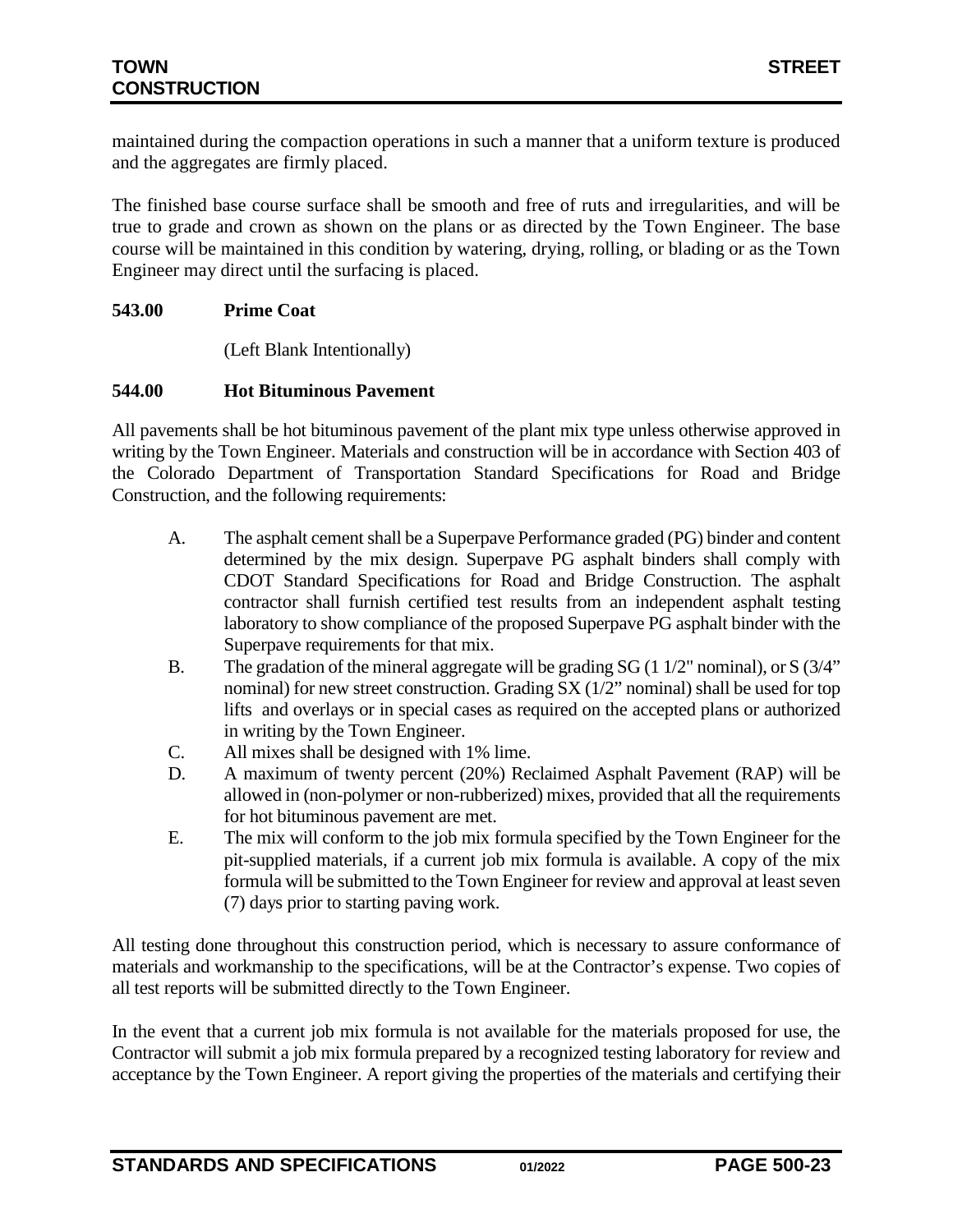maintained during the compaction operations in such a manner that a uniform texture is produced and the aggregates are firmly placed.

The finished base course surface shall be smooth and free of ruts and irregularities, and will be true to grade and crown as shown on the plans or as directed by the Town Engineer. The base course will be maintained in this condition by watering, drying, rolling, or blading or as the Town Engineer may direct until the surfacing is placed.

### 543.00 Prime Coat

(Left Blank Intentionally)

### 544.00 Hot Bituminous Pavement

All pavements shall be hot bituminous pavement of the plant mix type unless otherwise approved in writing by the Town Engineer. Materials and construction will be in accordance with Section 403 of the Colorado Department of Transportation Standard Specifications for Road and Bridge Construction, and the following requirements:

A. The asphalt cement shall be a Superpave Performance graded (PG) binder and content determined by the mix design. Superpave PG asphalt binders shall comply with CDOT Standard Specifications for Road and Bridge Construction. The asphalt contractor shall furnish certified test results from an independent asphalt testing laboratory to show compliance of the proposed Superpave PG asphalt binder with the Superpave requirements for that mix.

B. The gradation of the mineral aggregate will be grading SG (1 1/2" nominal), or S (3/4" nominal) for new street construction. Grading SX (1/2" nominal) shall be used for top lifts and overlays or in special cases as required on the accepted plans or authorized in writing by the Town Engineer.

C. All mixes shall be designed with 1% lime.

D. A maximum of twenty percent (20%) Reclaimed Asphalt Pavement (RAP) will be allowed in (non-polymer or non-rubberized) mixes, provided that all the requirements for hot bituminous pavement are met.

E. The mix will conform to the job mix formula specified by the Town Engineer for the pit-supplied materials, if a current job mix formula is available. A copy of the mix formula will be submitted to the Town Engineer for review and approval at least seven (7) days prior to starting paving work.

All testing done throughout this construction period, which is necessary to assure conformance of materials and workmanship to the specifications, will be at the Contractor's expense. Two copies of all test reports will be submitted directly to the Town Engineer.

In the event that a current job mix formula is not available for the materials proposed for use, the Contractor will submit a job mix formula prepared by a recognized testing laboratory for review and acceptance by the Town Engineer. A report giving the properties of the materials and certifying their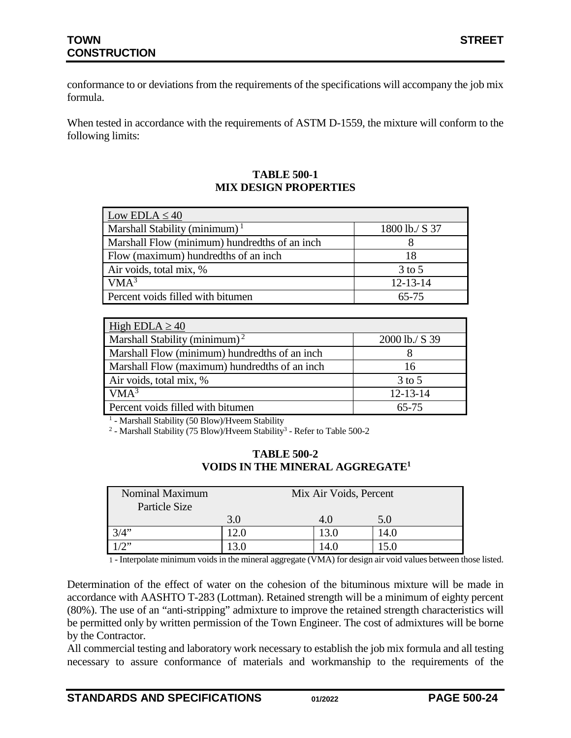conformance to or deviations from the requirements of the specifications will accompany the job mix formula.

When tested in accordance with the requirements of ASTM D-1559, the mixture will conform to the following limits:

**TABLE 500-1**
**MIX DESIGN PROPERTIES**

| Low EDLA ≤ 40 | |
|---|---|
| Marshall Stability (minimum) [1] | 1800 lb./ S 37 |
| Marshall Flow (minimum) hundredths of an inch | 8 |
| Flow (maximum) hundredths of an inch | 18 |
| Air voids, total mix, % | 3 to 5 |
| VMA[3] | 12-13-14 |
| Percent voids filled with bitumen | 65-75 |

| High EDLA ≥ 40 | |
|---|---|
| Marshall Stability (minimum) [2] | 2000 lb./ S 39 |
| Marshall Flow (minimum) hundredths of an inch | 8 |
| Marshall Flow (maximum) hundredths of an inch | 16 |
| Air voids, total mix, % | 3 to 5 |
| VMA[3] | 12-13-14 |
| Percent voids filled with bitumen | 65-75 |

[1] - Marshall Stability (50 Blow)/Hveem Stability
[2] - Marshall Stability (75 Blow)/Hveem Stability[3] - Refer to Table 500-2

**TABLE 500-2**
**VOIDS IN THE MINERAL AGGREGATE[1]**

| Nominal Maximum Particle Size | Mix Air Voids, Percent | | |
|---|---|---|---|
| | 3.0 | 4.0 | 5.0 |
| 3/4" | 12.0 | 13.0 | 14.0 |
| 1/2" | 13.0 | 14.0 | 15.0 |

1 - Interpolate minimum voids in the mineral aggregate (VMA) for design air void values between those listed.

Determination of the effect of water on the cohesion of the bituminous mixture will be made in accordance with AASHTO T-283 (Lottman). Retained strength will be a minimum of eighty percent (80%). The use of an "anti-stripping" admixture to improve the retained strength characteristics will be permitted only by written permission of the Town Engineer. The cost of admixtures will be borne by the Contractor.

All commercial testing and laboratory work necessary to establish the job mix formula and all testing necessary to assure conformance of materials and workmanship to the requirements of the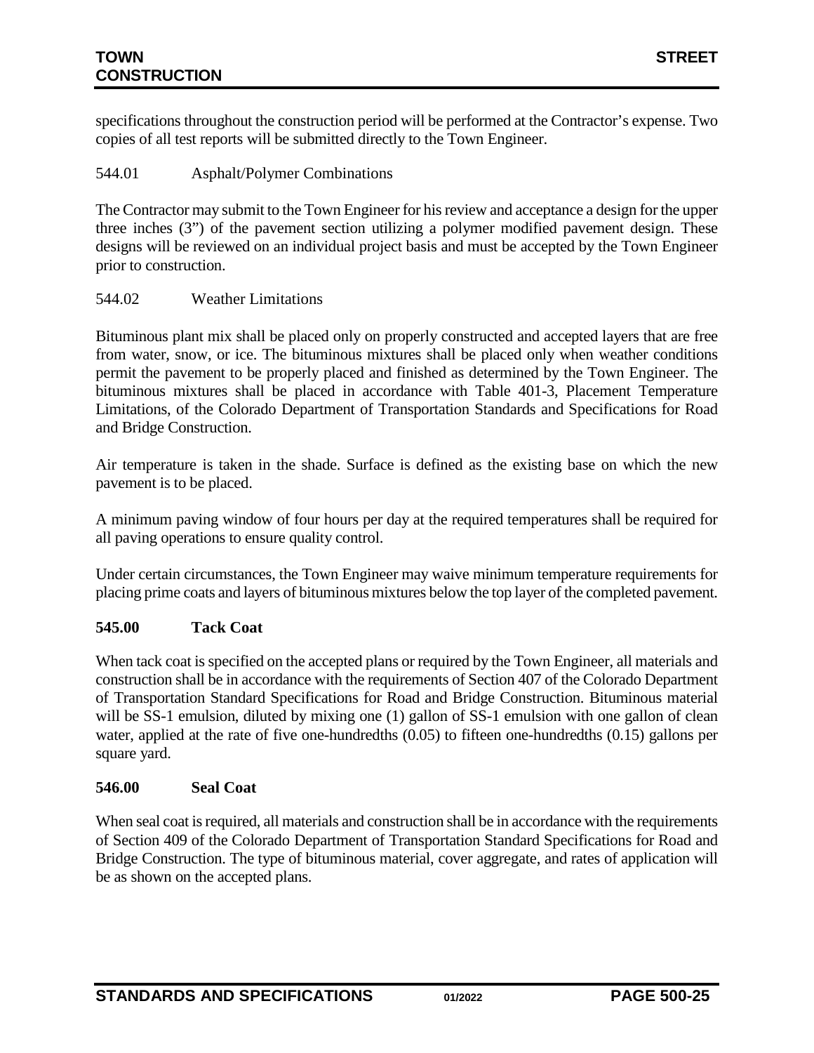specifications throughout the construction period will be performed at the Contractor's expense. Two copies of all test reports will be submitted directly to the Town Engineer.

544.01 Asphalt/Polymer Combinations

The Contractor may submit to the Town Engineer for his review and acceptance a design for the upper three inches (3") of the pavement section utilizing a polymer modified pavement design. These designs will be reviewed on an individual project basis and must be accepted by the Town Engineer prior to construction.

544.02 Weather Limitations

Bituminous plant mix shall be placed only on properly constructed and accepted layers that are free from water, snow, or ice. The bituminous mixtures shall be placed only when weather conditions permit the pavement to be properly placed and finished as determined by the Town Engineer. The bituminous mixtures shall be placed in accordance with Table 401-3, Placement Temperature Limitations, of the Colorado Department of Transportation Standards and Specifications for Road and Bridge Construction.

Air temperature is taken in the shade. Surface is defined as the existing base on which the new pavement is to be placed.

A minimum paving window of four hours per day at the required temperatures shall be required for all paving operations to ensure quality control.

Under certain circumstances, the Town Engineer may waive minimum temperature requirements for placing prime coats and layers of bituminous mixtures below the top layer of the completed pavement.

## 545.00 Tack Coat

When tack coat is specified on the accepted plans or required by the Town Engineer, all materials and construction shall be in accordance with the requirements of Section 407 of the Colorado Department of Transportation Standard Specifications for Road and Bridge Construction. Bituminous material will be SS-1 emulsion, diluted by mixing one (1) gallon of SS-1 emulsion with one gallon of clean water, applied at the rate of five one-hundredths (0.05) to fifteen one-hundredths (0.15) gallons per square yard.

## 546.00 Seal Coat

When seal coat is required, all materials and construction shall be in accordance with the requirements of Section 409 of the Colorado Department of Transportation Standard Specifications for Road and Bridge Construction. The type of bituminous material, cover aggregate, and rates of application will be as shown on the accepted plans.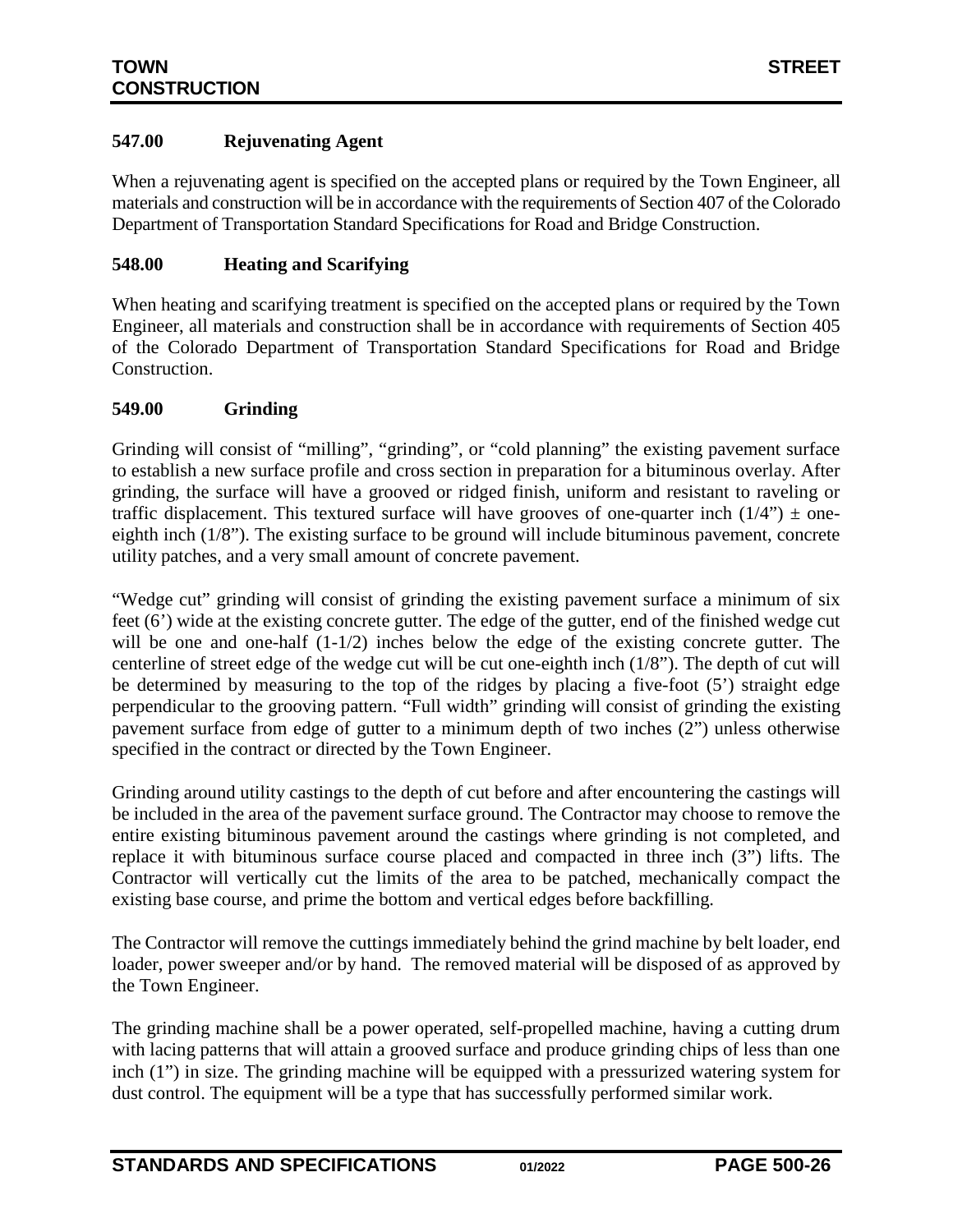### 547.00 Rejuvenating Agent

When a rejuvenating agent is specified on the accepted plans or required by the Town Engineer, all materials and construction will be in accordance with the requirements of Section 407 of the Colorado Department of Transportation Standard Specifications for Road and Bridge Construction.

### 548.00 Heating and Scarifying

When heating and scarifying treatment is specified on the accepted plans or required by the Town Engineer, all materials and construction shall be in accordance with requirements of Section 405 of the Colorado Department of Transportation Standard Specifications for Road and Bridge Construction.

### 549.00 Grinding

Grinding will consist of "milling", "grinding", or "cold planning" the existing pavement surface to establish a new surface profile and cross section in preparation for a bituminous overlay. After grinding, the surface will have a grooved or ridged finish, uniform and resistant to raveling or traffic displacement. This textured surface will have grooves of one-quarter inch (1/4") ± one-eighth inch (1/8"). The existing surface to be ground will include bituminous pavement, concrete utility patches, and a very small amount of concrete pavement.

"Wedge cut" grinding will consist of grinding the existing pavement surface a minimum of six feet (6') wide at the existing concrete gutter. The edge of the gutter, end of the finished wedge cut will be one and one-half (1-1/2) inches below the edge of the existing concrete gutter. The centerline of street edge of the wedge cut will be cut one-eighth inch (1/8"). The depth of cut will be determined by measuring to the top of the ridges by placing a five-foot (5') straight edge perpendicular to the grooving pattern. "Full width" grinding will consist of grinding the existing pavement surface from edge of gutter to a minimum depth of two inches (2") unless otherwise specified in the contract or directed by the Town Engineer.

Grinding around utility castings to the depth of cut before and after encountering the castings will be included in the area of the pavement surface ground. The Contractor may choose to remove the entire existing bituminous pavement around the castings where grinding is not completed, and replace it with bituminous surface course placed and compacted in three inch (3") lifts. The Contractor will vertically cut the limits of the area to be patched, mechanically compact the existing base course, and prime the bottom and vertical edges before backfilling.

The Contractor will remove the cuttings immediately behind the grind machine by belt loader, end loader, power sweeper and/or by hand. The removed material will be disposed of as approved by the Town Engineer.

The grinding machine shall be a power operated, self-propelled machine, having a cutting drum with lacing patterns that will attain a grooved surface and produce grinding chips of less than one inch (1") in size. The grinding machine will be equipped with a pressurized watering system for dust control. The equipment will be a type that has successfully performed similar work.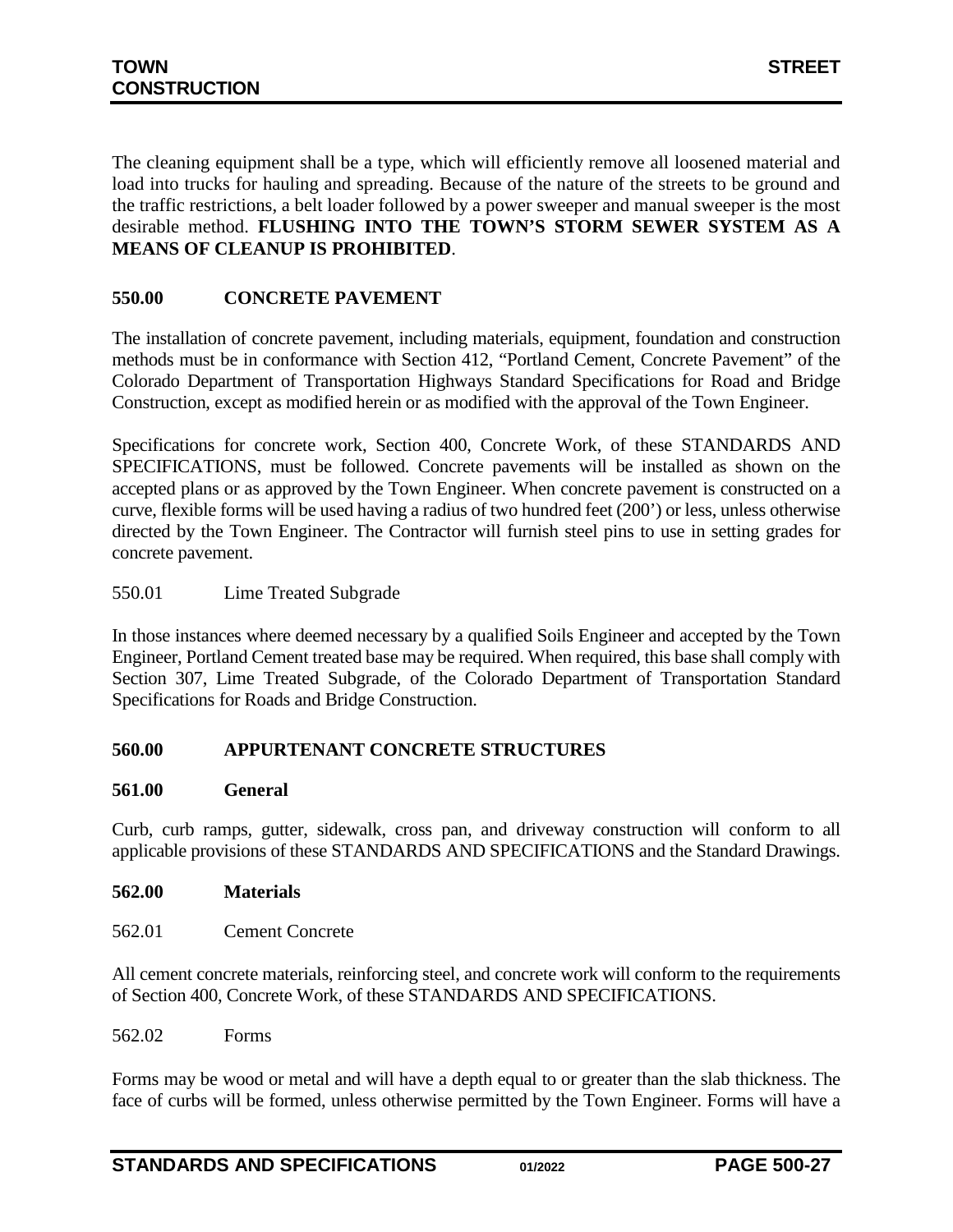The cleaning equipment shall be a type, which will efficiently remove all loosened material and load into trucks for hauling and spreading. Because of the nature of the streets to be ground and the traffic restrictions, a belt loader followed by a power sweeper and manual sweeper is the most desirable method. **FLUSHING INTO THE TOWN'S STORM SEWER SYSTEM AS A MEANS OF CLEANUP IS PROHIBITED**.

## 550.00 CONCRETE PAVEMENT

The installation of concrete pavement, including materials, equipment, foundation and construction methods must be in conformance with Section 412, "Portland Cement, Concrete Pavement" of the Colorado Department of Transportation Highways Standard Specifications for Road and Bridge Construction, except as modified herein or as modified with the approval of the Town Engineer.

Specifications for concrete work, Section 400, Concrete Work, of these STANDARDS AND SPECIFICATIONS, must be followed. Concrete pavements will be installed as shown on the accepted plans or as approved by the Town Engineer. When concrete pavement is constructed on a curve, flexible forms will be used having a radius of two hundred feet (200') or less, unless otherwise directed by the Town Engineer. The Contractor will furnish steel pins to use in setting grades for concrete pavement.

550.01 Lime Treated Subgrade

In those instances where deemed necessary by a qualified Soils Engineer and accepted by the Town Engineer, Portland Cement treated base may be required. When required, this base shall comply with Section 307, Lime Treated Subgrade, of the Colorado Department of Transportation Standard Specifications for Roads and Bridge Construction.

## 560.00 APPURTENANT CONCRETE STRUCTURES

### 561.00 General

Curb, curb ramps, gutter, sidewalk, cross pan, and driveway construction will conform to all applicable provisions of these STANDARDS AND SPECIFICATIONS and the Standard Drawings.

### 562.00 Materials

562.01 Cement Concrete

All cement concrete materials, reinforcing steel, and concrete work will conform to the requirements of Section 400, Concrete Work, of these STANDARDS AND SPECIFICATIONS.

562.02 Forms

Forms may be wood or metal and will have a depth equal to or greater than the slab thickness. The face of curbs will be formed, unless otherwise permitted by the Town Engineer. Forms will have a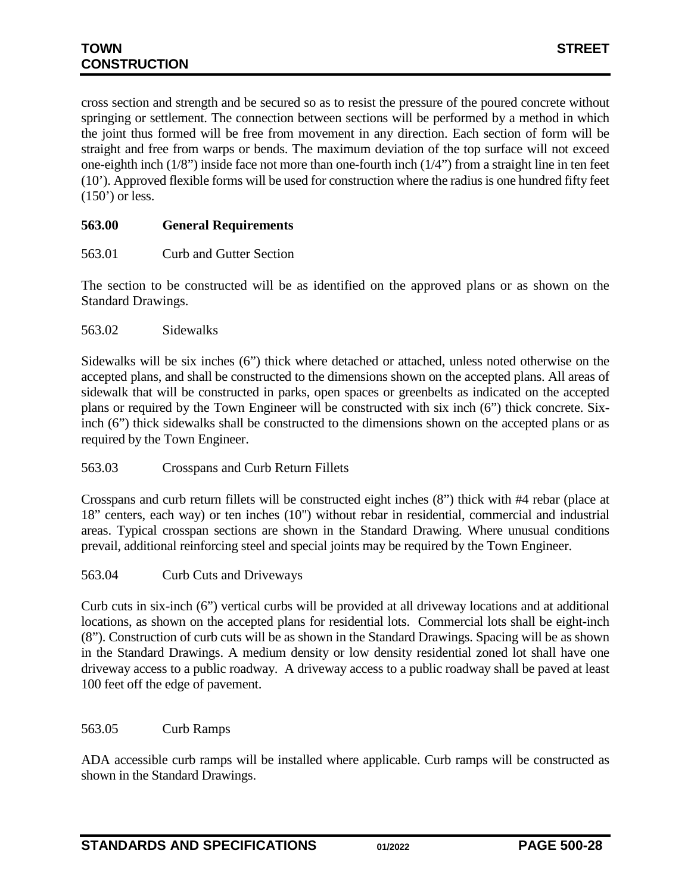cross section and strength and be secured so as to resist the pressure of the poured concrete without springing or settlement. The connection between sections will be performed by a method in which the joint thus formed will be free from movement in any direction. Each section of form will be straight and free from warps or bends. The maximum deviation of the top surface will not exceed one-eighth inch (1/8") inside face not more than one-fourth inch (1/4") from a straight line in ten feet (10'). Approved flexible forms will be used for construction where the radius is one hundred fifty feet (150') or less.

## 563.00 General Requirements

### 563.01 Curb and Gutter Section

The section to be constructed will be as identified on the approved plans or as shown on the Standard Drawings.

### 563.02 Sidewalks

Sidewalks will be six inches (6") thick where detached or attached, unless noted otherwise on the accepted plans, and shall be constructed to the dimensions shown on the accepted plans. All areas of sidewalk that will be constructed in parks, open spaces or greenbelts as indicated on the accepted plans or required by the Town Engineer will be constructed with six inch (6") thick concrete. Six-inch (6") thick sidewalks shall be constructed to the dimensions shown on the accepted plans or as required by the Town Engineer.

### 563.03 Crosspans and Curb Return Fillets

Crosspans and curb return fillets will be constructed eight inches (8") thick with #4 rebar (place at 18" centers, each way) or ten inches (10") without rebar in residential, commercial and industrial areas. Typical crosspan sections are shown in the Standard Drawing. Where unusual conditions prevail, additional reinforcing steel and special joints may be required by the Town Engineer.

### 563.04 Curb Cuts and Driveways

Curb cuts in six-inch (6") vertical curbs will be provided at all driveway locations and at additional locations, as shown on the accepted plans for residential lots. Commercial lots shall be eight-inch (8"). Construction of curb cuts will be as shown in the Standard Drawings. Spacing will be as shown in the Standard Drawings. A medium density or low density residential zoned lot shall have one driveway access to a public roadway. A driveway access to a public roadway shall be paved at least 100 feet off the edge of pavement.

### 563.05 Curb Ramps

ADA accessible curb ramps will be installed where applicable. Curb ramps will be constructed as shown in the Standard Drawings.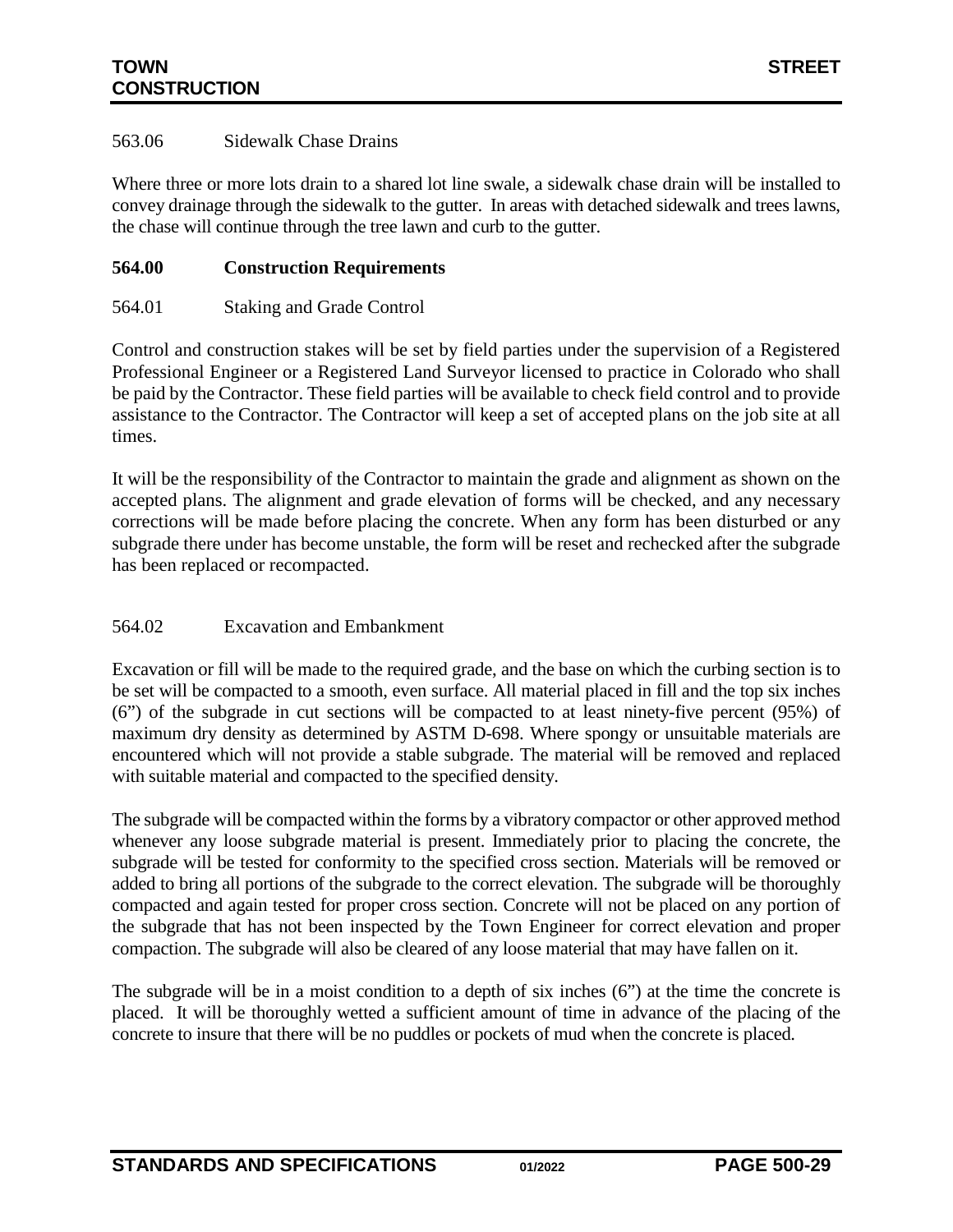563.06 Sidewalk Chase Drains

Where three or more lots drain to a shared lot line swale, a sidewalk chase drain will be installed to convey drainage through the sidewalk to the gutter. In areas with detached sidewalk and trees lawns, the chase will continue through the tree lawn and curb to the gutter.

## 564.00 Construction Requirements

564.01 Staking and Grade Control

Control and construction stakes will be set by field parties under the supervision of a Registered Professional Engineer or a Registered Land Surveyor licensed to practice in Colorado who shall be paid by the Contractor. These field parties will be available to check field control and to provide assistance to the Contractor. The Contractor will keep a set of accepted plans on the job site at all times.

It will be the responsibility of the Contractor to maintain the grade and alignment as shown on the accepted plans. The alignment and grade elevation of forms will be checked, and any necessary corrections will be made before placing the concrete. When any form has been disturbed or any subgrade there under has become unstable, the form will be reset and rechecked after the subgrade has been replaced or recompacted.

564.02 Excavation and Embankment

Excavation or fill will be made to the required grade, and the base on which the curbing section is to be set will be compacted to a smooth, even surface. All material placed in fill and the top six inches (6") of the subgrade in cut sections will be compacted to at least ninety-five percent (95%) of maximum dry density as determined by ASTM D-698. Where spongy or unsuitable materials are encountered which will not provide a stable subgrade. The material will be removed and replaced with suitable material and compacted to the specified density.

The subgrade will be compacted within the forms by a vibratory compactor or other approved method whenever any loose subgrade material is present. Immediately prior to placing the concrete, the subgrade will be tested for conformity to the specified cross section. Materials will be removed or added to bring all portions of the subgrade to the correct elevation. The subgrade will be thoroughly compacted and again tested for proper cross section. Concrete will not be placed on any portion of the subgrade that has not been inspected by the Town Engineer for correct elevation and proper compaction. The subgrade will also be cleared of any loose material that may have fallen on it.

The subgrade will be in a moist condition to a depth of six inches (6") at the time the concrete is placed. It will be thoroughly wetted a sufficient amount of time in advance of the placing of the concrete to insure that there will be no puddles or pockets of mud when the concrete is placed.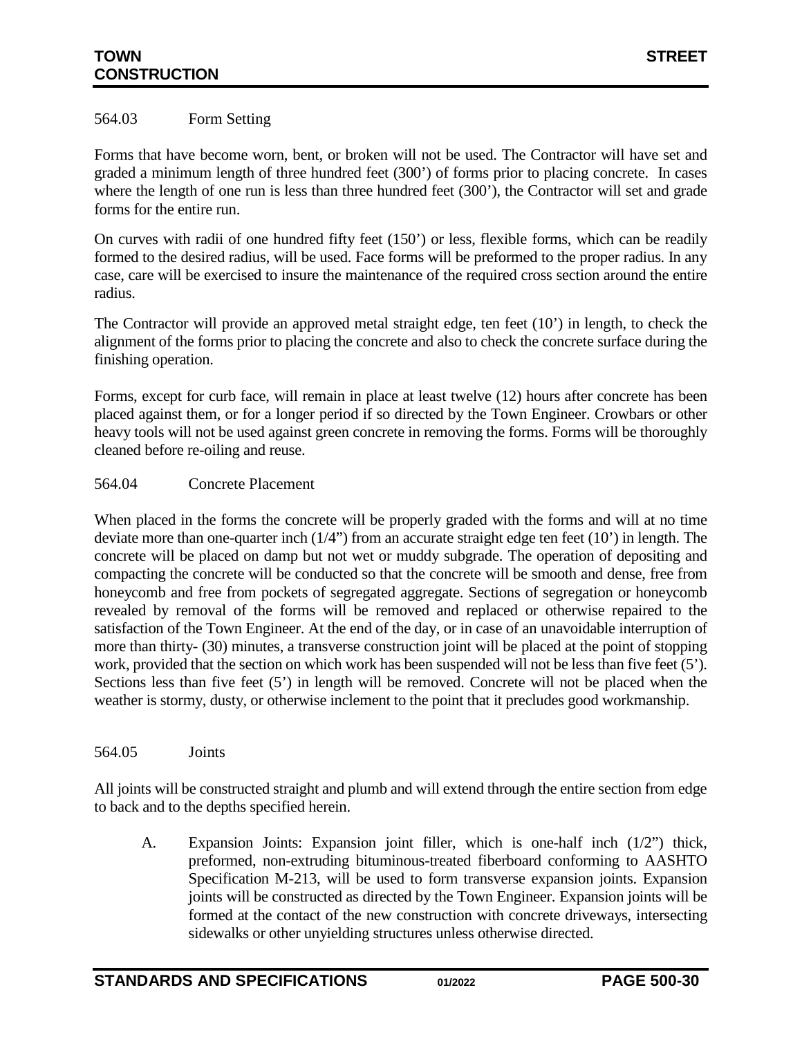564.03 Form Setting

Forms that have become worn, bent, or broken will not be used. The Contractor will have set and graded a minimum length of three hundred feet (300') of forms prior to placing concrete. In cases where the length of one run is less than three hundred feet (300'), the Contractor will set and grade forms for the entire run.

On curves with radii of one hundred fifty feet (150') or less, flexible forms, which can be readily formed to the desired radius, will be used. Face forms will be preformed to the proper radius. In any case, care will be exercised to insure the maintenance of the required cross section around the entire radius.

The Contractor will provide an approved metal straight edge, ten feet (10') in length, to check the alignment of the forms prior to placing the concrete and also to check the concrete surface during the finishing operation.

Forms, except for curb face, will remain in place at least twelve (12) hours after concrete has been placed against them, or for a longer period if so directed by the Town Engineer. Crowbars or other heavy tools will not be used against green concrete in removing the forms. Forms will be thoroughly cleaned before re-oiling and reuse.

564.04 Concrete Placement

When placed in the forms the concrete will be properly graded with the forms and will at no time deviate more than one-quarter inch (1/4") from an accurate straight edge ten feet (10') in length. The concrete will be placed on damp but not wet or muddy subgrade. The operation of depositing and compacting the concrete will be conducted so that the concrete will be smooth and dense, free from honeycomb and free from pockets of segregated aggregate. Sections of segregation or honeycomb revealed by removal of the forms will be removed and replaced or otherwise repaired to the satisfaction of the Town Engineer. At the end of the day, or in case of an unavoidable interruption of more than thirty- (30) minutes, a transverse construction joint will be placed at the point of stopping work, provided that the section on which work has been suspended will not be less than five feet (5'). Sections less than five feet (5') in length will be removed. Concrete will not be placed when the weather is stormy, dusty, or otherwise inclement to the point that it precludes good workmanship.

564.05 Joints

All joints will be constructed straight and plumb and will extend through the entire section from edge to back and to the depths specified herein.

A. Expansion Joints: Expansion joint filler, which is one-half inch (1/2") thick, preformed, non-extruding bituminous-treated fiberboard conforming to AASHTO Specification M-213, will be used to form transverse expansion joints. Expansion joints will be constructed as directed by the Town Engineer. Expansion joints will be formed at the contact of the new construction with concrete driveways, intersecting sidewalks or other unyielding structures unless otherwise directed.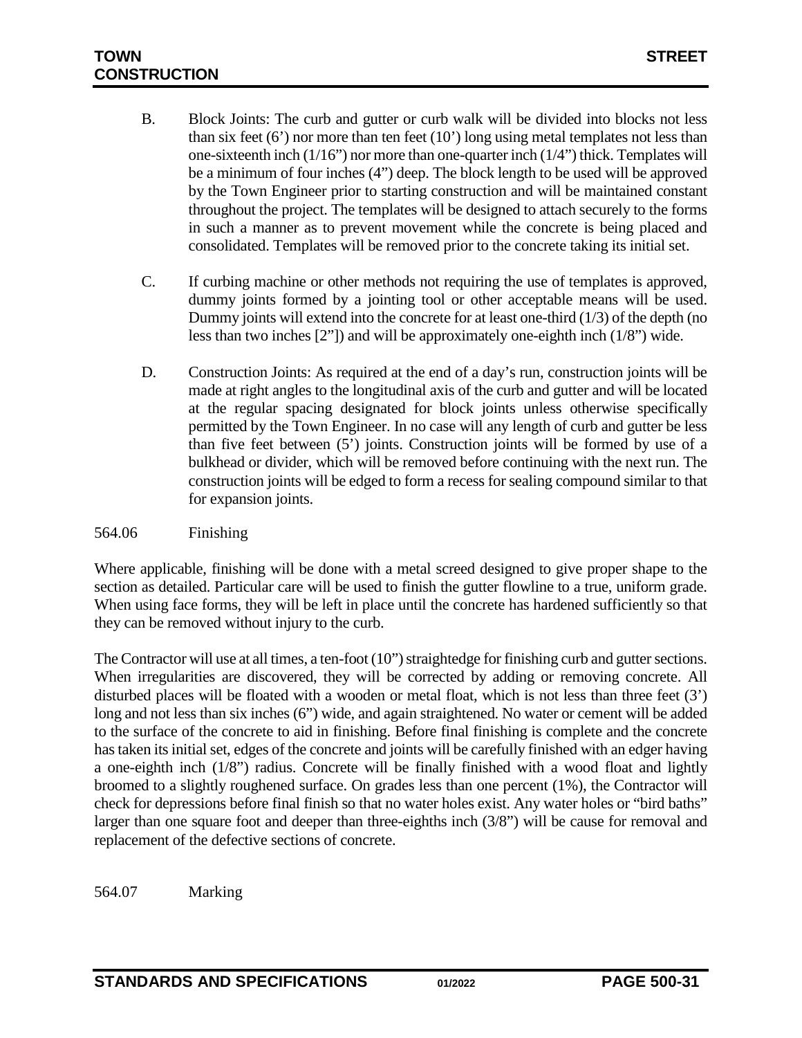B. Block Joints: The curb and gutter or curb walk will be divided into blocks not less than six feet (6') nor more than ten feet (10') long using metal templates not less than one-sixteenth inch (1/16") nor more than one-quarter inch (1/4") thick. Templates will be a minimum of four inches (4") deep. The block length to be used will be approved by the Town Engineer prior to starting construction and will be maintained constant throughout the project. The templates will be designed to attach securely to the forms in such a manner as to prevent movement while the concrete is being placed and consolidated. Templates will be removed prior to the concrete taking its initial set.

C. If curbing machine or other methods not requiring the use of templates is approved, dummy joints formed by a jointing tool or other acceptable means will be used. Dummy joints will extend into the concrete for at least one-third (1/3) of the depth (no less than two inches [2"]) and will be approximately one-eighth inch (1/8") wide.

D. Construction Joints: As required at the end of a day's run, construction joints will be made at right angles to the longitudinal axis of the curb and gutter and will be located at the regular spacing designated for block joints unless otherwise specifically permitted by the Town Engineer. In no case will any length of curb and gutter be less than five feet between (5') joints. Construction joints will be formed by use of a bulkhead or divider, which will be removed before continuing with the next run. The construction joints will be edged to form a recess for sealing compound similar to that for expansion joints.

564.06 Finishing

Where applicable, finishing will be done with a metal screed designed to give proper shape to the section as detailed. Particular care will be used to finish the gutter flowline to a true, uniform grade. When using face forms, they will be left in place until the concrete has hardened sufficiently so that they can be removed without injury to the curb.

The Contractor will use at all times, a ten-foot (10") straightedge for finishing curb and gutter sections. When irregularities are discovered, they will be corrected by adding or removing concrete. All disturbed places will be floated with a wooden or metal float, which is not less than three feet (3') long and not less than six inches (6") wide, and again straightened. No water or cement will be added to the surface of the concrete to aid in finishing. Before final finishing is complete and the concrete has taken its initial set, edges of the concrete and joints will be carefully finished with an edger having a one-eighth inch (1/8") radius. Concrete will be finally finished with a wood float and lightly broomed to a slightly roughened surface. On grades less than one percent (1%), the Contractor will check for depressions before final finish so that no water holes exist. Any water holes or "bird baths" larger than one square foot and deeper than three-eighths inch (3/8") will be cause for removal and replacement of the defective sections of concrete.

564.07 Marking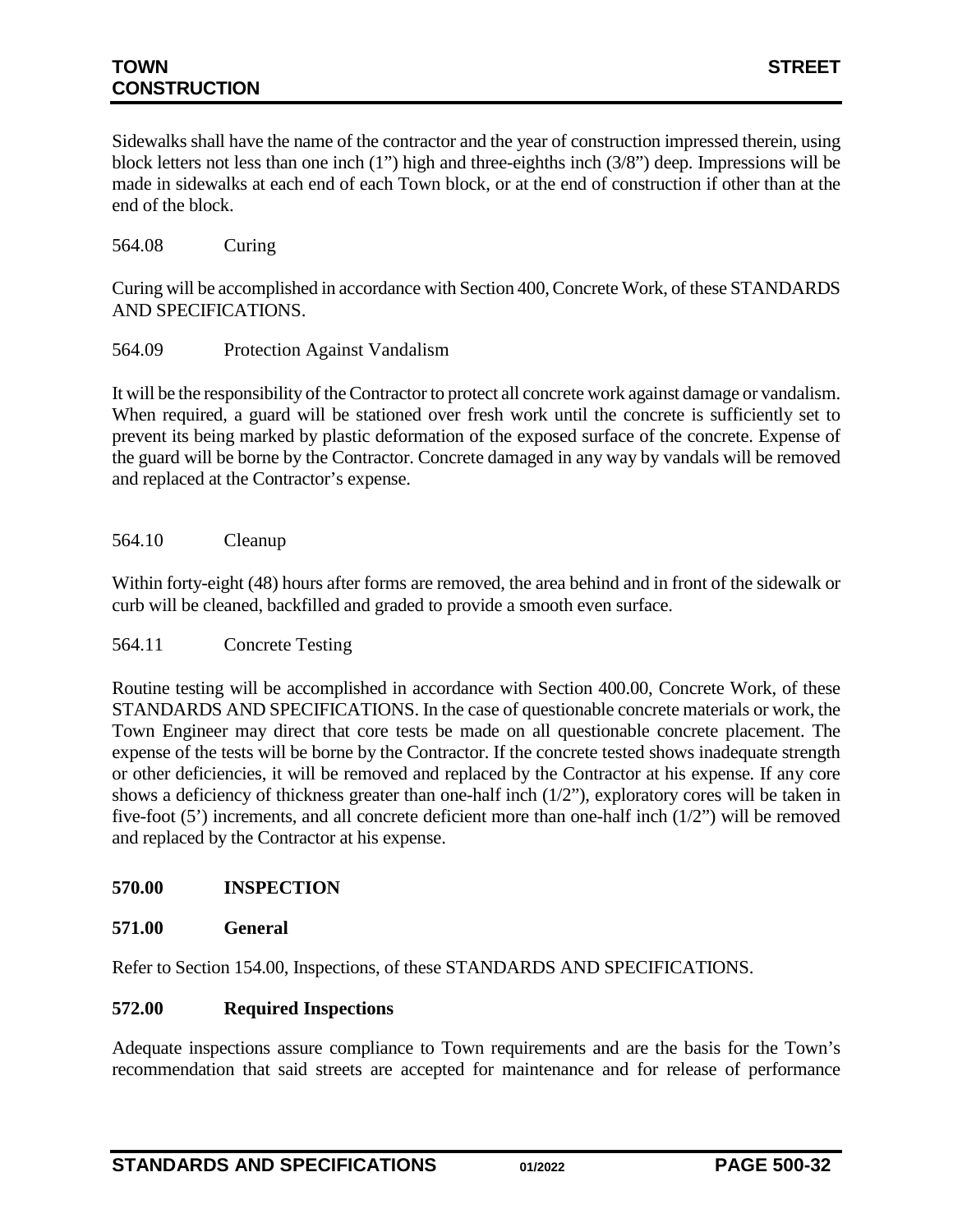Sidewalks shall have the name of the contractor and the year of construction impressed therein, using block letters not less than one inch (1") high and three-eighths inch (3/8") deep. Impressions will be made in sidewalks at each end of each Town block, or at the end of construction if other than at the end of the block.

564.08 Curing

Curing will be accomplished in accordance with Section 400, Concrete Work, of these STANDARDS AND SPECIFICATIONS.

564.09 Protection Against Vandalism

It will be the responsibility of the Contractor to protect all concrete work against damage or vandalism. When required, a guard will be stationed over fresh work until the concrete is sufficiently set to prevent its being marked by plastic deformation of the exposed surface of the concrete. Expense of the guard will be borne by the Contractor. Concrete damaged in any way by vandals will be removed and replaced at the Contractor's expense.

564.10 Cleanup

Within forty-eight (48) hours after forms are removed, the area behind and in front of the sidewalk or curb will be cleaned, backfilled and graded to provide a smooth even surface.

564.11 Concrete Testing

Routine testing will be accomplished in accordance with Section 400.00, Concrete Work, of these STANDARDS AND SPECIFICATIONS. In the case of questionable concrete materials or work, the Town Engineer may direct that core tests be made on all questionable concrete placement. The expense of the tests will be borne by the Contractor. If the concrete tested shows inadequate strength or other deficiencies, it will be removed and replaced by the Contractor at his expense. If any core shows a deficiency of thickness greater than one-half inch (1/2"), exploratory cores will be taken in five-foot (5') increments, and all concrete deficient more than one-half inch (1/2") will be removed and replaced by the Contractor at his expense.

## 570.00 INSPECTION

### 571.00 General

Refer to Section 154.00, Inspections, of these STANDARDS AND SPECIFICATIONS.

### 572.00 Required Inspections

Adequate inspections assure compliance to Town requirements and are the basis for the Town's recommendation that said streets are accepted for maintenance and for release of performance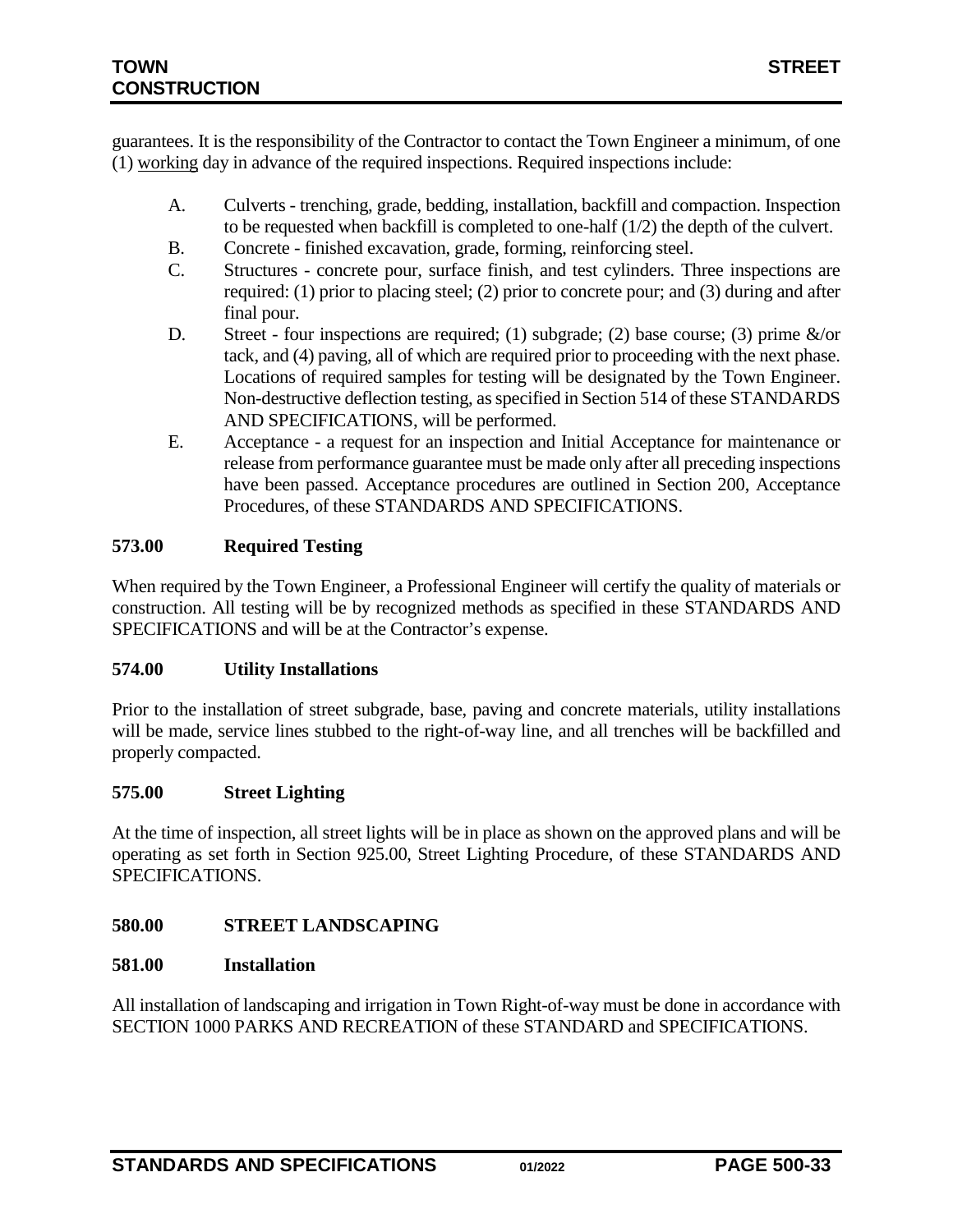guarantees. It is the responsibility of the Contractor to contact the Town Engineer a minimum, of one (1) working day in advance of the required inspections. Required inspections include:

A. Culverts - trenching, grade, bedding, installation, backfill and compaction. Inspection to be requested when backfill is completed to one-half (1/2) the depth of the culvert.

B. Concrete - finished excavation, grade, forming, reinforcing steel.

C. Structures - concrete pour, surface finish, and test cylinders. Three inspections are required: (1) prior to placing steel; (2) prior to concrete pour; and (3) during and after final pour.

D. Street - four inspections are required; (1) subgrade; (2) base course; (3) prime &/or tack, and (4) paving, all of which are required prior to proceeding with the next phase. Locations of required samples for testing will be designated by the Town Engineer. Non-destructive deflection testing, as specified in Section 514 of these STANDARDS AND SPECIFICATIONS, will be performed.

E. Acceptance - a request for an inspection and Initial Acceptance for maintenance or release from performance guarantee must be made only after all preceding inspections have been passed. Acceptance procedures are outlined in Section 200, Acceptance Procedures, of these STANDARDS AND SPECIFICATIONS.

### 573.00 Required Testing

When required by the Town Engineer, a Professional Engineer will certify the quality of materials or construction. All testing will be by recognized methods as specified in these STANDARDS AND SPECIFICATIONS and will be at the Contractor's expense.

### 574.00 Utility Installations

Prior to the installation of street subgrade, base, paving and concrete materials, utility installations will be made, service lines stubbed to the right-of-way line, and all trenches will be backfilled and properly compacted.

### 575.00 Street Lighting

At the time of inspection, all street lights will be in place as shown on the approved plans and will be operating as set forth in Section 925.00, Street Lighting Procedure, of these STANDARDS AND SPECIFICATIONS.

## 580.00 STREET LANDSCAPING

### 581.00 Installation

All installation of landscaping and irrigation in Town Right-of-way must be done in accordance with SECTION 1000 PARKS AND RECREATION of these STANDARD and SPECIFICATIONS.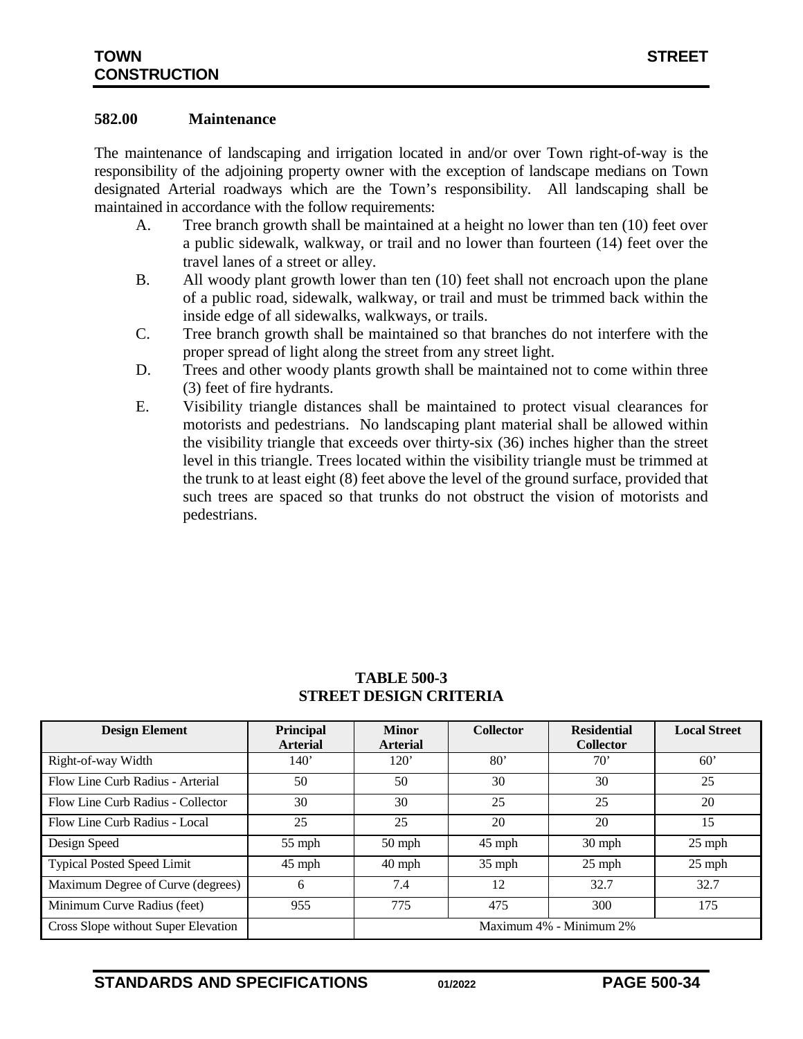### 582.00 Maintenance

The maintenance of landscaping and irrigation located in and/or over Town right-of-way is the responsibility of the adjoining property owner with the exception of landscape medians on Town designated Arterial roadways which are the Town's responsibility. All landscaping shall be maintained in accordance with the follow requirements:

A. Tree branch growth shall be maintained at a height no lower than ten (10) feet over a public sidewalk, walkway, or trail and no lower than fourteen (14) feet over the travel lanes of a street or alley.

B. All woody plant growth lower than ten (10) feet shall not encroach upon the plane of a public road, sidewalk, walkway, or trail and must be trimmed back within the inside edge of all sidewalks, walkways, or trails.

C. Tree branch growth shall be maintained so that branches do not interfere with the proper spread of light along the street from any street light.

D. Trees and other woody plants growth shall be maintained not to come within three (3) feet of fire hydrants.

E. Visibility triangle distances shall be maintained to protect visual clearances for motorists and pedestrians. No landscaping plant material shall be allowed within the visibility triangle that exceeds over thirty-six (36) inches higher than the street level in this triangle. Trees located within the visibility triangle must be trimmed at the trunk to at least eight (8) feet above the level of the ground surface, provided that such trees are spaced so that trunks do not obstruct the vision of motorists and pedestrians.

**TABLE 500-3**
**STREET DESIGN CRITERIA**

| Design Element | Principal Arterial | Minor Arterial | Collector | Residential Collector | Local Street |
|---|---|---|---|---|---|
| Right-of-way Width | 140' | 120' | 80' | 70' | 60' |
| Flow Line Curb Radius - Arterial | 50 | 50 | 30 | 30 | 25 |
| Flow Line Curb Radius - Collector | 30 | 30 | 25 | 25 | 20 |
| Flow Line Curb Radius - Local | 25 | 25 | 20 | 20 | 15 |
| Design Speed | 55 mph | 50 mph | 45 mph | 30 mph | 25 mph |
| Typical Posted Speed Limit | 45 mph | 40 mph | 35 mph | 25 mph | 25 mph |
| Maximum Degree of Curve (degrees) | 6 | 7.4 | 12 | 32.7 | 32.7 |
| Minimum Curve Radius (feet) | 955 | 775 | 475 | 300 | 175 |
| Cross Slope without Super Elevation | | Maximum 4% - Minimum 2% | | | |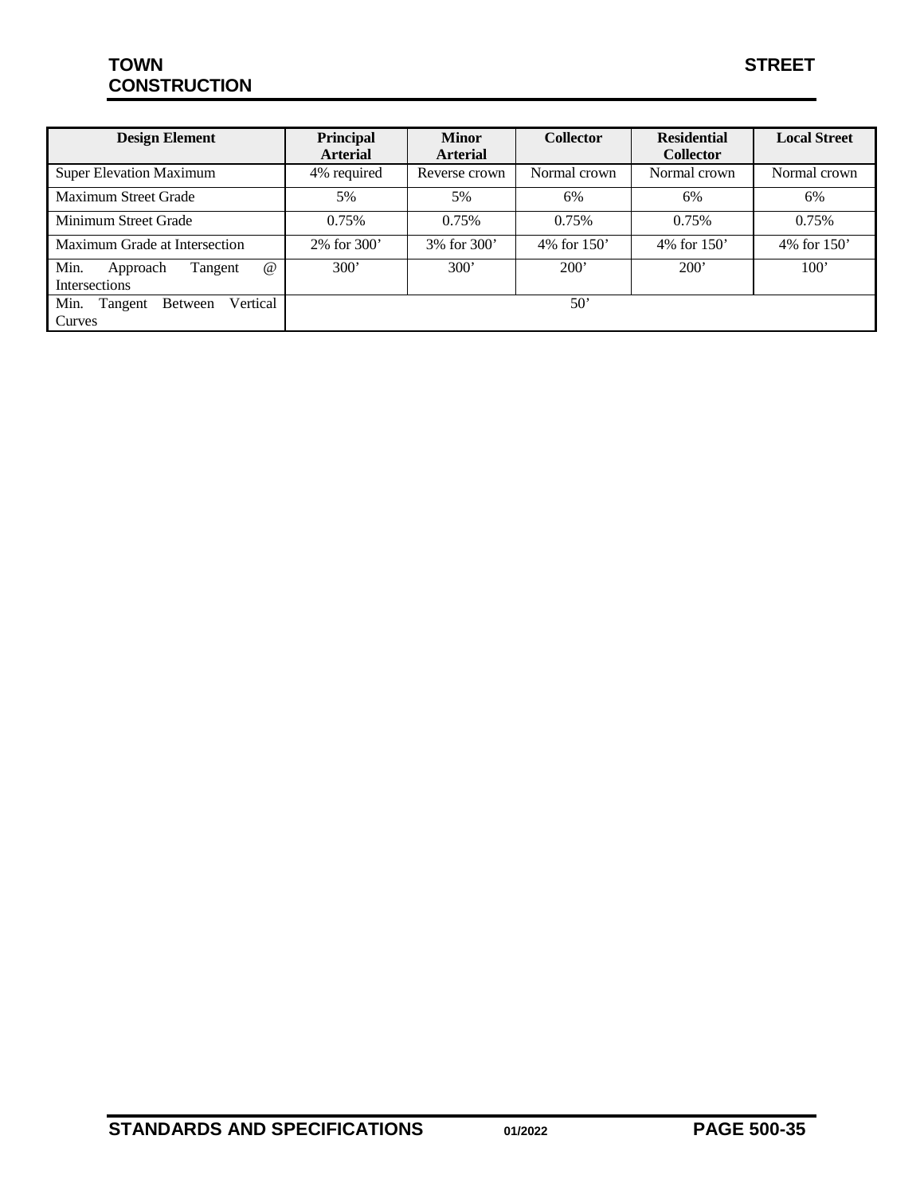| Design Element | Principal Arterial | Minor Arterial | Collector | Residential Collector | Local Street |
|---|---|---|---|---|---|
| Super Elevation Maximum | 4% required | Reverse crown | Normal crown | Normal crown | Normal crown |
| Maximum Street Grade | 5% | 5% | 6% | 6% | 6% |
| Minimum Street Grade | 0.75% | 0.75% | 0.75% | 0.75% | 0.75% |
| Maximum Grade at Intersection | 2% for 300’ | 3% for 300’ | 4% for 150’ | 4% for 150’ | 4% for 150’ |
| Min. Approach Tangent @ Intersections | 300’ | 300’ | 200’ | 200’ | 100’ |
| Min. Tangent Between Vertical Curves | 50’ | | | | |